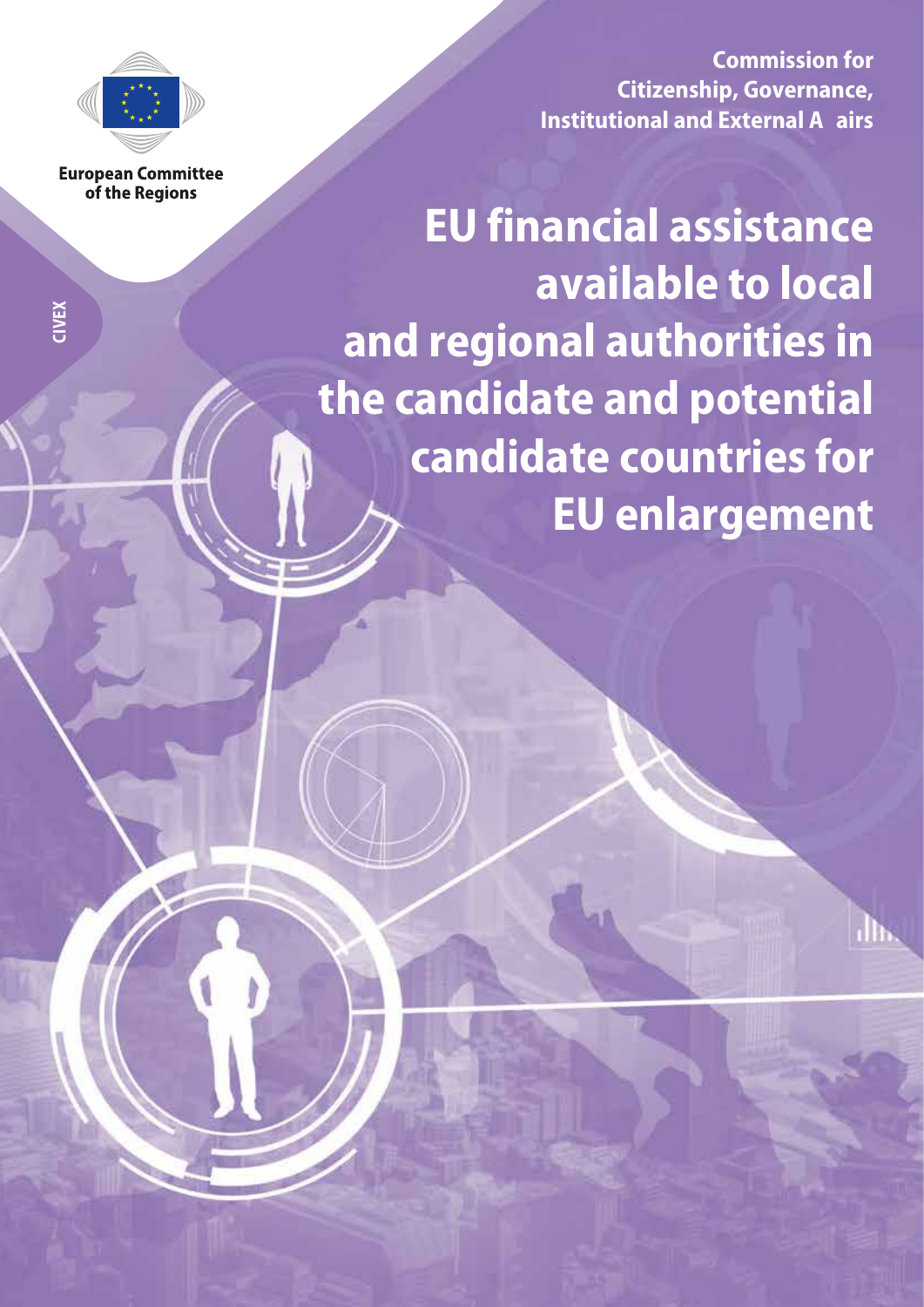European Committee of the Regions

Commission for Citizenship, Governance, Institutional and External A airs

CIVEX

# EU financial assistance available to local and regional authorities in the candidate and potential candidate countries for EU enlargement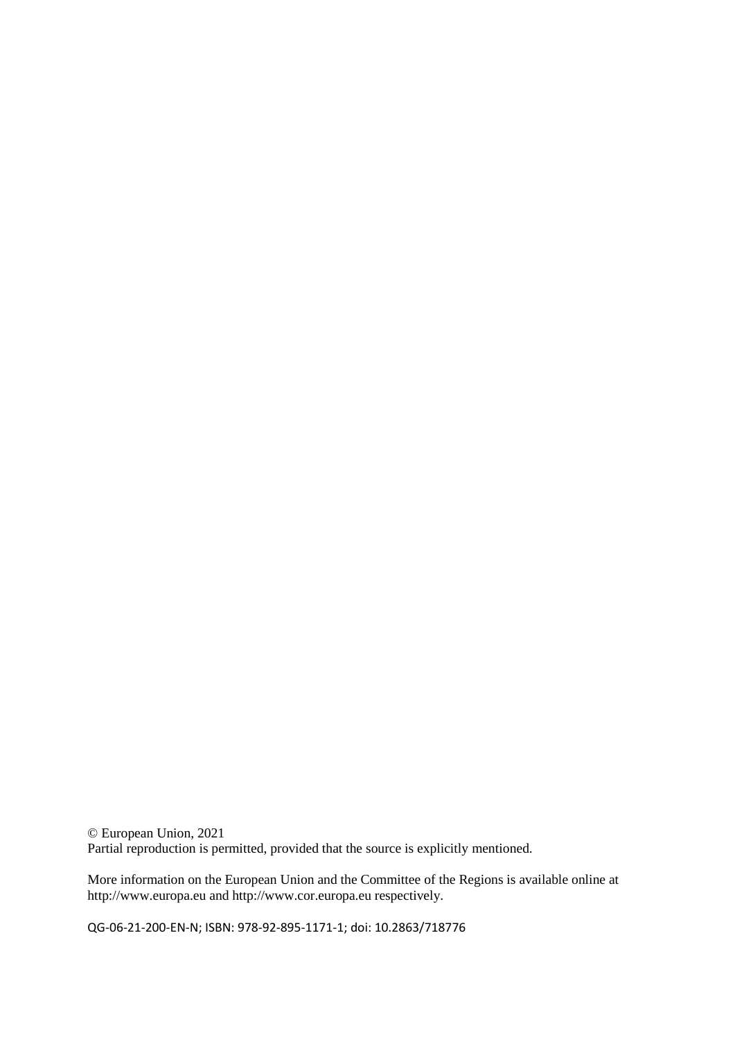© European Union, 2021
Partial reproduction is permitted, provided that the source is explicitly mentioned.

More information on the European Union and the Committee of the Regions is available online at http://www.europa.eu and http://www.cor.europa.eu respectively.

QG-06-21-200-EN-N; ISBN: 978-92-895-1171-1; doi: 10.2863/718776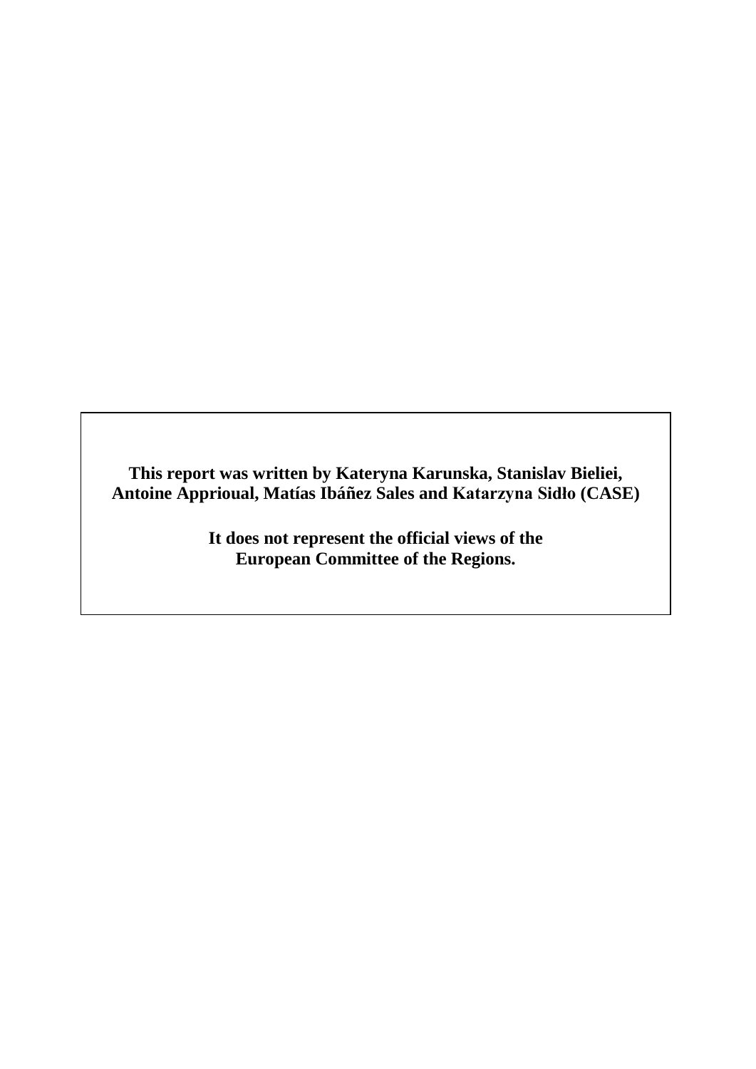**This report was written by Kateryna Karunska, Stanislav Bieliei, Antoine Apprioual, Matías Ibáñez Sales and Katarzyna Sidło (CASE)**

**It does not represent the official views of the European Committee of the Regions.**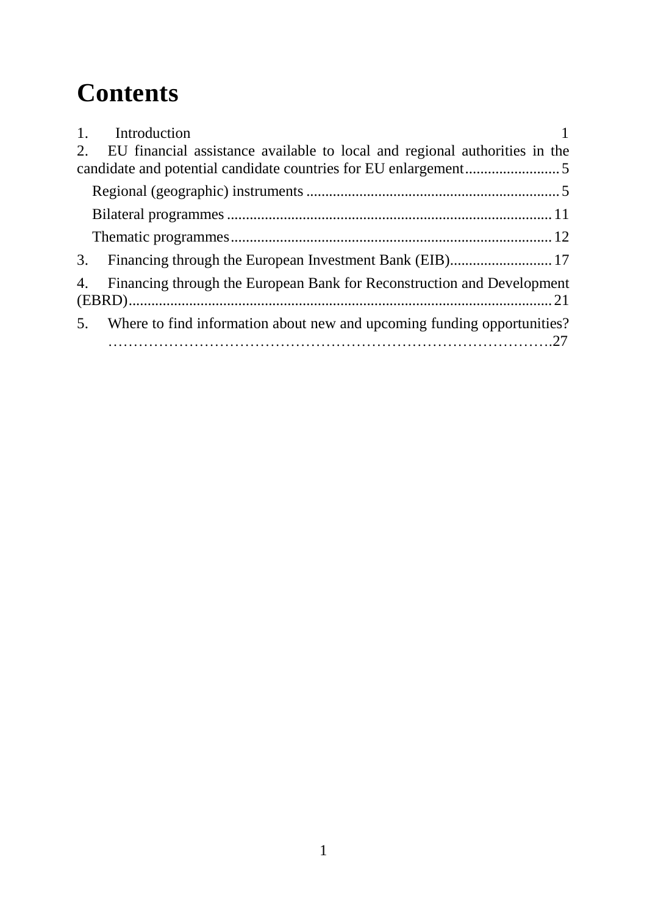# Contents

1. Introduction 1
2. EU financial assistance available to local and regional authorities in the candidate and potential candidate countries for EU enlargement 5
   - Regional (geographic) instruments 5
   - Bilateral programmes 11
   - Thematic programmes 12
3. Financing through the European Investment Bank (EIB) 17
4. Financing through the European Bank for Reconstruction and Development (EBRD) 21
5. Where to find information about new and upcoming funding opportunities? 27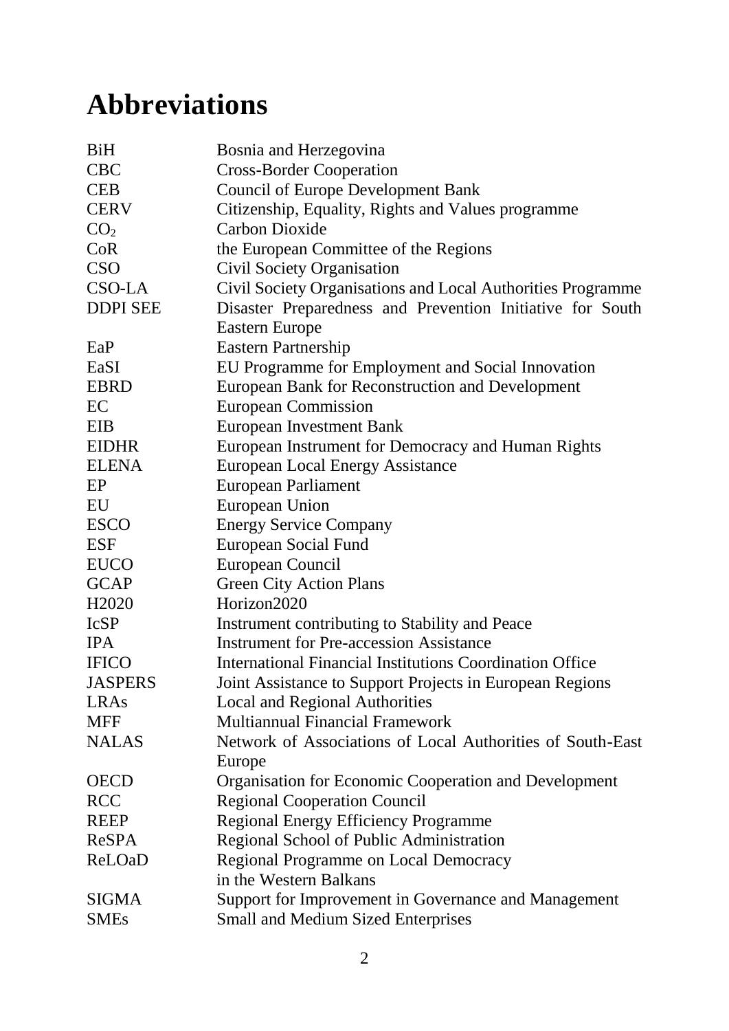# Abbreviations

| | |
|---|---|
| BiH | Bosnia and Herzegovina |
| CBC | Cross-Border Cooperation |
| CEB | Council of Europe Development Bank |
| CERV | Citizenship, Equality, Rights and Values programme |
| $CO_2$ | Carbon Dioxide |
| CoR | the European Committee of the Regions |
| CSO | Civil Society Organisation |
| CSO-LA | Civil Society Organisations and Local Authorities Programme |
| DDPI SEE | Disaster Preparedness and Prevention Initiative for South Eastern Europe |
| EaP | Eastern Partnership |
| EaSI | EU Programme for Employment and Social Innovation |
| EBRD | European Bank for Reconstruction and Development |
| EC | European Commission |
| EIB | European Investment Bank |
| EIDHR | European Instrument for Democracy and Human Rights |
| ELENA | European Local Energy Assistance |
| EP | European Parliament |
| EU | European Union |
| ESCO | Energy Service Company |
| ESF | European Social Fund |
| EUCO | European Council |
| GCAP | Green City Action Plans |
| H2020 | Horizon2020 |
| IcSP | Instrument contributing to Stability and Peace |
| IPA | Instrument for Pre-accession Assistance |
| IFICO | International Financial Institutions Coordination Office |
| JASPERS | Joint Assistance to Support Projects in European Regions |
| LRAs | Local and Regional Authorities |
| MFF | Multiannual Financial Framework |
| NALAS | Network of Associations of Local Authorities of South-East Europe |
| OECD | Organisation for Economic Cooperation and Development |
| RCC | Regional Cooperation Council |
| REEP | Regional Energy Efficiency Programme |
| ReSPA | Regional School of Public Administration |
| ReLOaD | Regional Programme on Local Democracy in the Western Balkans |
| SIGMA | Support for Improvement in Governance and Management |
| SMEs | Small and Medium Sized Enterprises |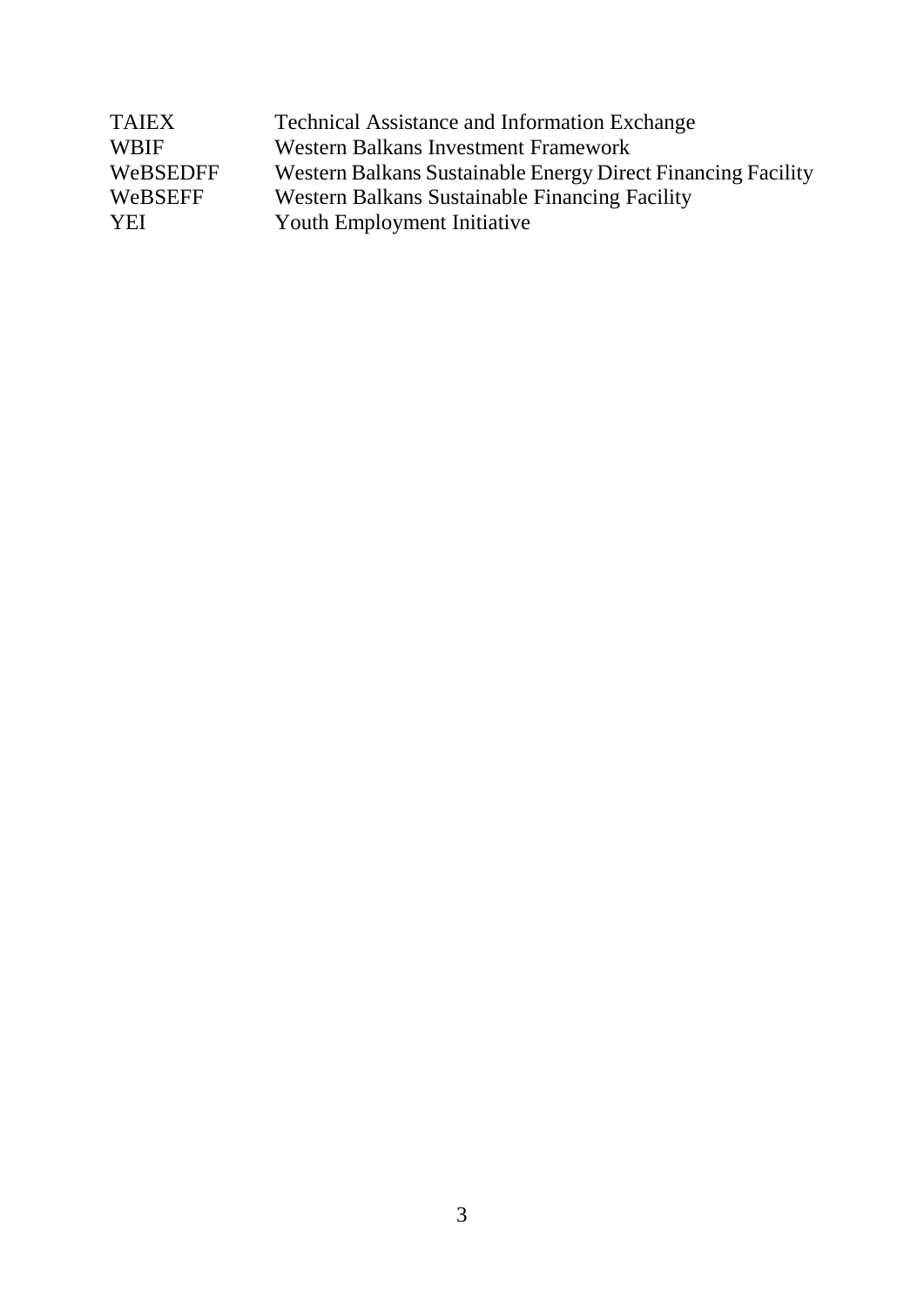| | |
|---|---|
| TAIEX | Technical Assistance and Information Exchange |
| WBIF | Western Balkans Investment Framework |
| WeBSEDFF | Western Balkans Sustainable Energy Direct Financing Facility |
| WeBSEFF | Western Balkans Sustainable Financing Facility |
| YEI | Youth Employment Initiative |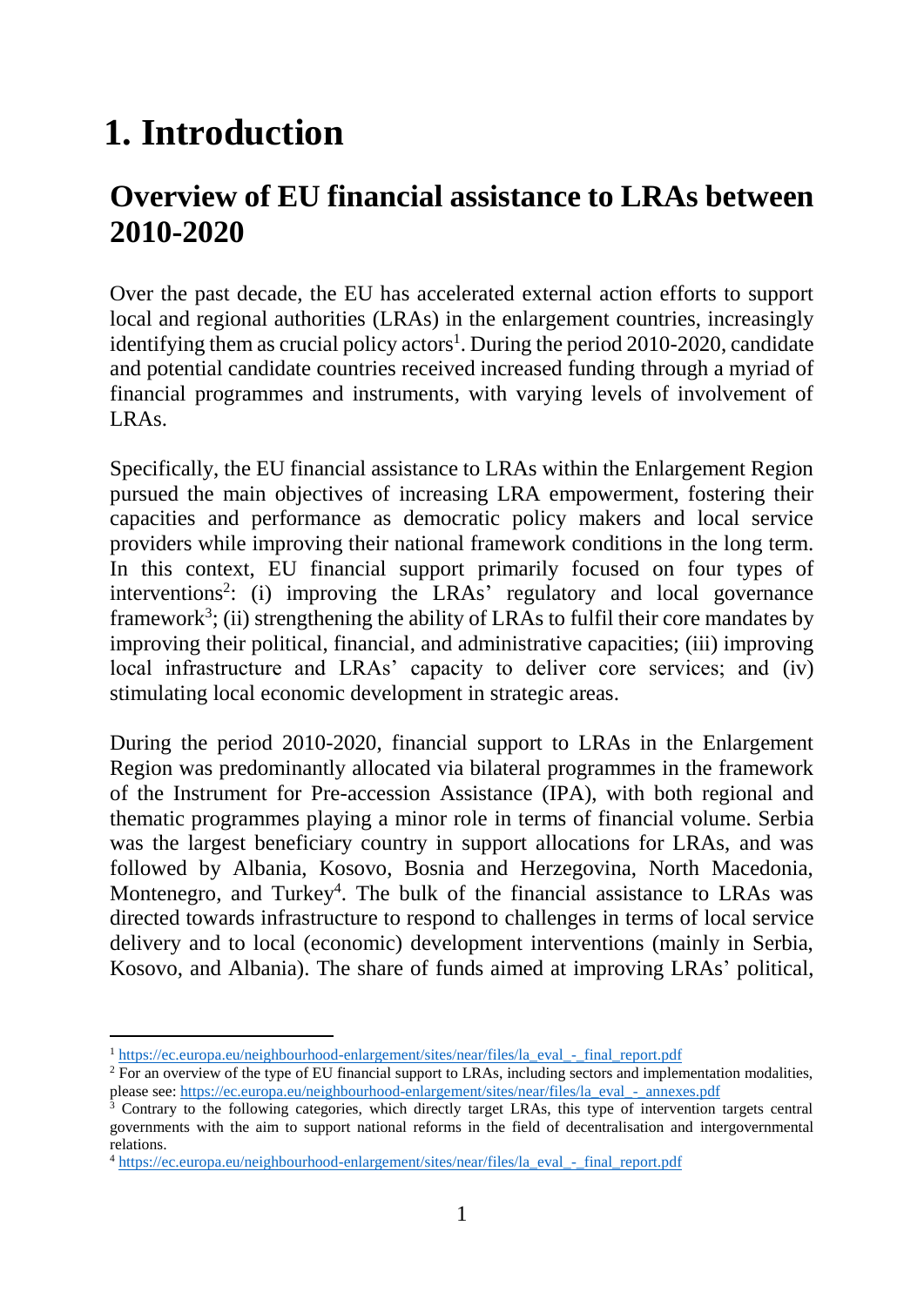# 1. Introduction

## Overview of EU financial assistance to LRAs between 2010-2020

Over the past decade, the EU has accelerated external action efforts to support local and regional authorities (LRAs) in the enlargement countries, increasingly identifying them as crucial policy actors[1]. During the period 2010-2020, candidate and potential candidate countries received increased funding through a myriad of financial programmes and instruments, with varying levels of involvement of LRAs.

Specifically, the EU financial assistance to LRAs within the Enlargement Region pursued the main objectives of increasing LRA empowerment, fostering their capacities and performance as democratic policy makers and local service providers while improving their national framework conditions in the long term. In this context, EU financial support primarily focused on four types of interventions[2]: (i) improving the LRAs' regulatory and local governance framework[3]; (ii) strengthening the ability of LRAs to fulfil their core mandates by improving their political, financial, and administrative capacities; (iii) improving local infrastructure and LRAs' capacity to deliver core services; and (iv) stimulating local economic development in strategic areas.

During the period 2010-2020, financial support to LRAs in the Enlargement Region was predominantly allocated via bilateral programmes in the framework of the Instrument for Pre-accession Assistance (IPA), with both regional and thematic programmes playing a minor role in terms of financial volume. Serbia was the largest beneficiary country in support allocations for LRAs, and was followed by Albania, Kosovo, Bosnia and Herzegovina, North Macedonia, Montenegro, and Turkey[4]. The bulk of the financial assistance to LRAs was directed towards infrastructure to respond to challenges in terms of local service delivery and to local (economic) development interventions (mainly in Serbia, Kosovo, and Albania). The share of funds aimed at improving LRAs' political,

---

[1] https://ec.europa.eu/neighbourhood-enlargement/sites/near/files/la_eval_-_final_report.pdf

[2] For an overview of the type of EU financial support to LRAs, including sectors and implementation modalities, please see: https://ec.europa.eu/neighbourhood-enlargement/sites/near/files/la_eval_-_annexes.pdf

[3] Contrary to the following categories, which directly target LRAs, this type of intervention targets central governments with the aim to support national reforms in the field of decentralisation and intergovernmental relations.

[4] https://ec.europa.eu/neighbourhood-enlargement/sites/near/files/la_eval_-_final_report.pdf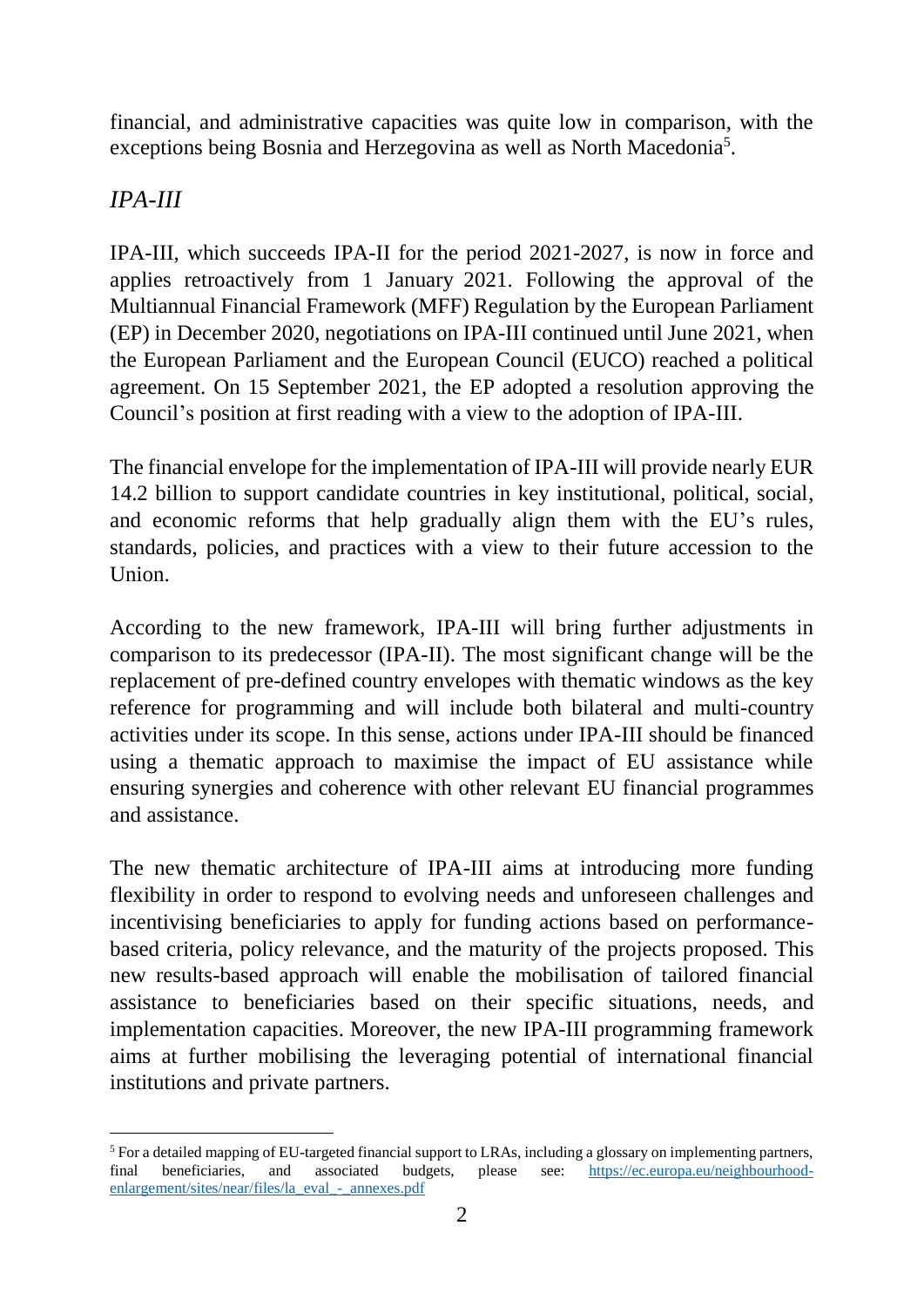financial, and administrative capacities was quite low in comparison, with the exceptions being Bosnia and Herzegovina as well as North Macedonia[5].

### *IPA-III*

IPA-III, which succeeds IPA-II for the period 2021-2027, is now in force and applies retroactively from 1 January 2021. Following the approval of the Multiannual Financial Framework (MFF) Regulation by the European Parliament (EP) in December 2020, negotiations on IPA-III continued until June 2021, when the European Parliament and the European Council (EUCO) reached a political agreement. On 15 September 2021, the EP adopted a resolution approving the Council's position at first reading with a view to the adoption of IPA-III.

The financial envelope for the implementation of IPA-III will provide nearly EUR 14.2 billion to support candidate countries in key institutional, political, social, and economic reforms that help gradually align them with the EU's rules, standards, policies, and practices with a view to their future accession to the Union.

According to the new framework, IPA-III will bring further adjustments in comparison to its predecessor (IPA-II). The most significant change will be the replacement of pre-defined country envelopes with thematic windows as the key reference for programming and will include both bilateral and multi-country activities under its scope. In this sense, actions under IPA-III should be financed using a thematic approach to maximise the impact of EU assistance while ensuring synergies and coherence with other relevant EU financial programmes and assistance.

The new thematic architecture of IPA-III aims at introducing more funding flexibility in order to respond to evolving needs and unforeseen challenges and incentivising beneficiaries to apply for funding actions based on performance-based criteria, policy relevance, and the maturity of the projects proposed. This new results-based approach will enable the mobilisation of tailored financial assistance to beneficiaries based on their specific situations, needs, and implementation capacities. Moreover, the new IPA-III programming framework aims at further mobilising the leveraging potential of international financial institutions and private partners.

---

[5] For a detailed mapping of EU-targeted financial support to LRAs, including a glossary on implementing partners, final beneficiaries, and associated budgets, please see: https://ec.europa.eu/neighbourhood-enlargement/sites/near/files/la_eval_-_annexes.pdf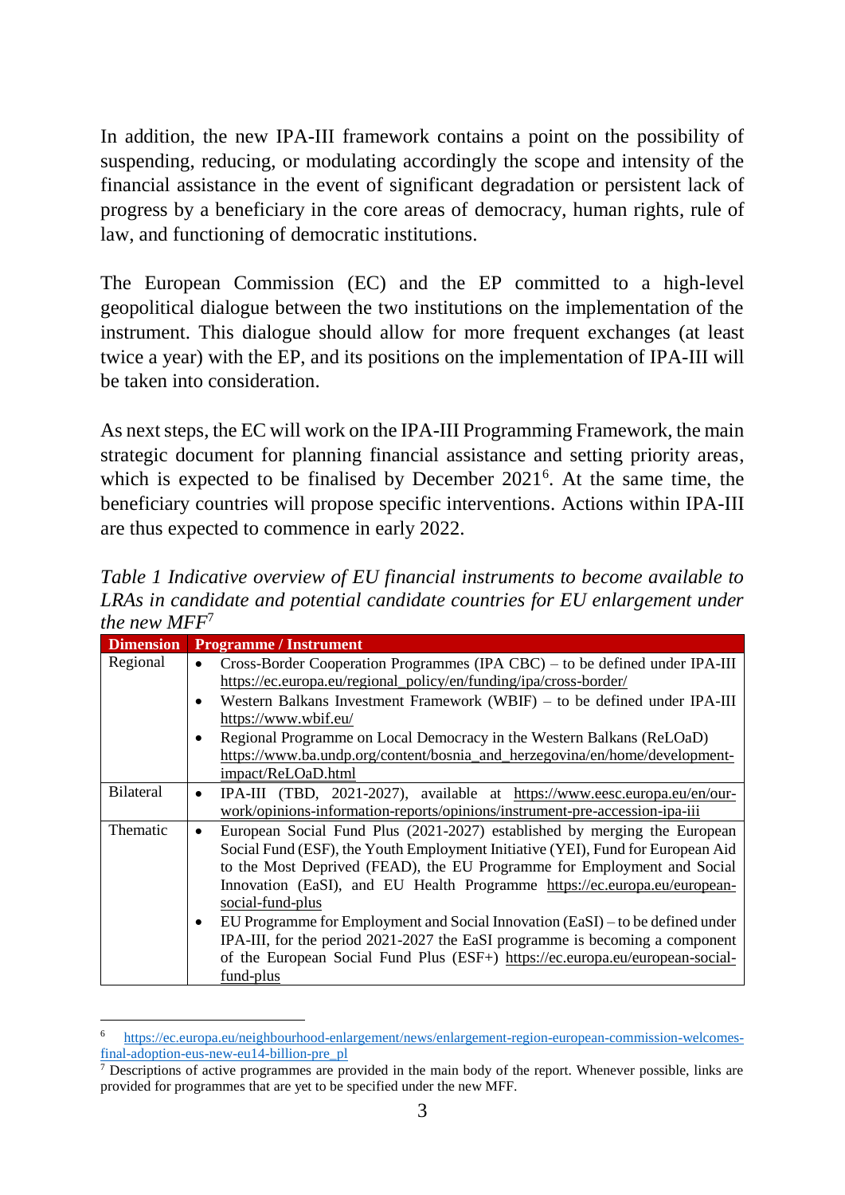In addition, the new IPA-III framework contains a point on the possibility of suspending, reducing, or modulating accordingly the scope and intensity of the financial assistance in the event of significant degradation or persistent lack of progress by a beneficiary in the core areas of democracy, human rights, rule of law, and functioning of democratic institutions.

The European Commission (EC) and the EP committed to a high-level geopolitical dialogue between the two institutions on the implementation of the instrument. This dialogue should allow for more frequent exchanges (at least twice a year) with the EP, and its positions on the implementation of IPA-III will be taken into consideration.

As next steps, the EC will work on the IPA-III Programming Framework, the main strategic document for planning financial assistance and setting priority areas, which is expected to be finalised by December 2021[6]. At the same time, the beneficiary countries will propose specific interventions. Actions within IPA-III are thus expected to commence in early 2022.

*Table 1 Indicative overview of EU financial instruments to become available to LRAs in candidate and potential candidate countries for EU enlargement under the new MFF*[7]

| Dimension | Programme / Instrument |
|---|---|
| Regional | • Cross-Border Cooperation Programmes (IPA CBC) – to be defined under IPA-III https://ec.europa.eu/regional_policy/en/funding/ipa/cross-border/ <br> • Western Balkans Investment Framework (WBIF) – to be defined under IPA-III https://www.wbif.eu/ <br> • Regional Programme on Local Democracy in the Western Balkans (ReLOaD) https://www.ba.undp.org/content/bosnia_and_herzegovina/en/home/development-impact/ReLOaD.html |
| Bilateral | • IPA-III (TBD, 2021-2027), available at https://www.eesc.europa.eu/en/our-work/opinions-information-reports/opinions/instrument-pre-accession-ipa-iii |
| Thematic | • European Social Fund Plus (2021-2027) established by merging the European Social Fund (ESF), the Youth Employment Initiative (YEI), Fund for European Aid to the Most Deprived (FEAD), the EU Programme for Employment and Social Innovation (EaSI), and EU Health Programme https://ec.europa.eu/european-social-fund-plus <br> • EU Programme for Employment and Social Innovation (EaSI) – to be defined under IPA-III, for the period 2021-2027 the EaSI programme is becoming a component of the European Social Fund Plus (ESF+) https://ec.europa.eu/european-social-fund-plus |

[6] https://ec.europa.eu/neighbourhood-enlargement/news/enlargement-region-european-commission-welcomes-final-adoption-eus-new-eu14-billion-pre_pl

[7] Descriptions of active programmes are provided in the main body of the report. Whenever possible, links are provided for programmes that are yet to be specified under the new MFF.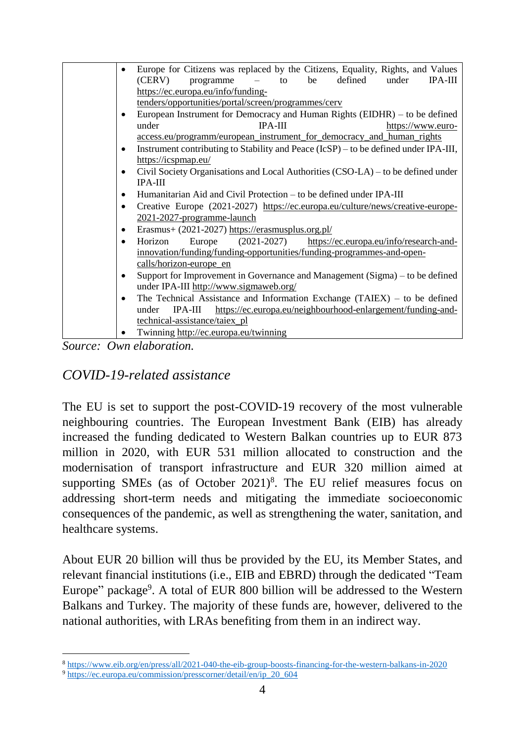| | |
|---|---|
| | • Europe for Citizens was replaced by the Citizens, Equality, Rights, and Values (CERV) programme – to be defined under IPA-III https://ec.europa.eu/info/funding-tenders/opportunities/portal/screen/programmes/cerv<br>• European Instrument for Democracy and Human Rights (EIDHR) – to be defined under IPA-III https://www.euro-access.eu/programm/european_instrument_for_democracy_and_human_rights<br>• Instrument contributing to Stability and Peace (IcSP) – to be defined under IPA-III, https://icspmap.eu/<br>• Civil Society Organisations and Local Authorities (CSO-LA) – to be defined under IPA-III<br>• Humanitarian Aid and Civil Protection – to be defined under IPA-III<br>• Creative Europe (2021-2027) https://ec.europa.eu/culture/news/creative-europe-2021-2027-programme-launch<br>• Erasmus+ (2021-2027) https://erasmusplus.org.pl/<br>• Horizon Europe (2021-2027) https://ec.europa.eu/info/research-and-innovation/funding/funding-opportunities/funding-programmes-and-open-calls/horizon-europe_en<br>• Support for Improvement in Governance and Management (Sigma) – to be defined under IPA-III http://www.sigmaweb.org/<br>• The Technical Assistance and Information Exchange (TAIEX) – to be defined under IPA-III https://ec.europa.eu/neighbourhood-enlargement/funding-and-technical-assistance/taiex_pl<br>• Twinning http://ec.europa.eu/twinning |

*Source: Own elaboration.*

## *COVID-19-related assistance*

The EU is set to support the post-COVID-19 recovery of the most vulnerable neighbouring countries. The European Investment Bank (EIB) has already increased the funding dedicated to Western Balkan countries up to EUR 873 million in 2020, with EUR 531 million allocated to construction and the modernisation of transport infrastructure and EUR 320 million aimed at supporting SMEs (as of October 2021)[8]. The EU relief measures focus on addressing short-term needs and mitigating the immediate socioeconomic consequences of the pandemic, as well as strengthening the water, sanitation, and healthcare systems.

About EUR 20 billion will thus be provided by the EU, its Member States, and relevant financial institutions (i.e., EIB and EBRD) through the dedicated "Team Europe" package[9]. A total of EUR 800 billion will be addressed to the Western Balkans and Turkey. The majority of these funds are, however, delivered to the national authorities, with LRAs benefiting from them in an indirect way.

[8] https://www.eib.org/en/press/all/2021-040-the-eib-group-boosts-financing-for-the-western-balkans-in-2020

[9] https://ec.europa.eu/commission/presscorner/detail/en/ip_20_604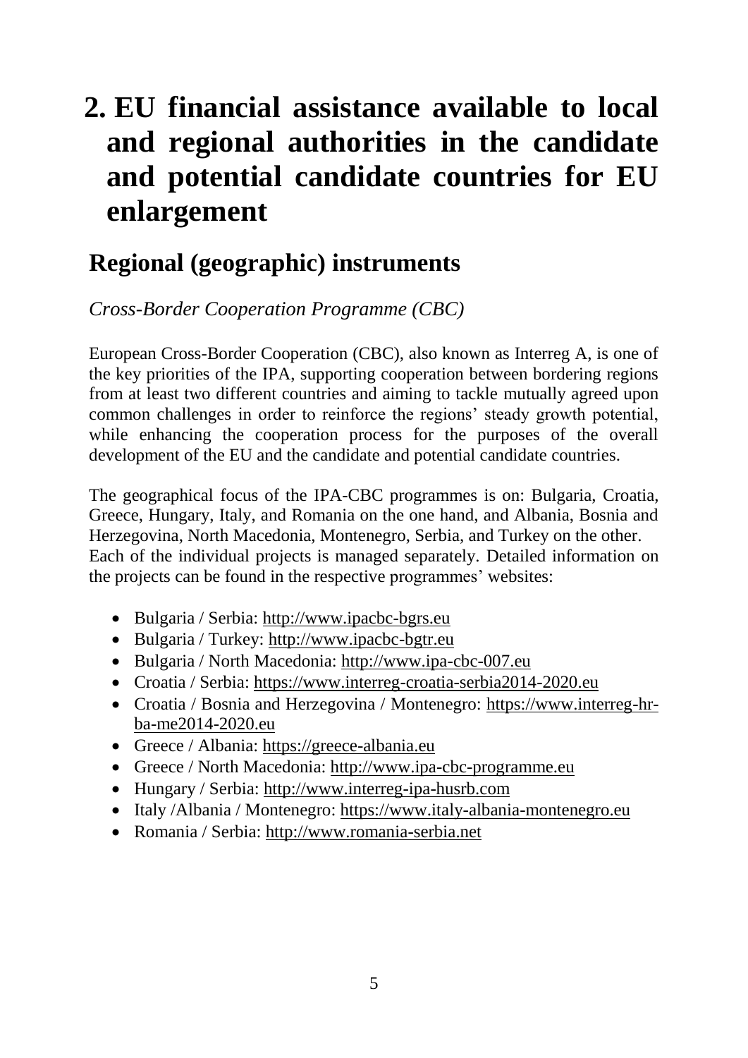# 2. EU financial assistance available to local and regional authorities in the candidate and potential candidate countries for EU enlargement

## Regional (geographic) instruments

*Cross-Border Cooperation Programme (CBC)*

European Cross-Border Cooperation (CBC), also known as Interreg A, is one of the key priorities of the IPA, supporting cooperation between bordering regions from at least two different countries and aiming to tackle mutually agreed upon common challenges in order to reinforce the regions' steady growth potential, while enhancing the cooperation process for the purposes of the overall development of the EU and the candidate and potential candidate countries.

The geographical focus of the IPA-CBC programmes is on: Bulgaria, Croatia, Greece, Hungary, Italy, and Romania on the one hand, and Albania, Bosnia and Herzegovina, North Macedonia, Montenegro, Serbia, and Turkey on the other. Each of the individual projects is managed separately. Detailed information on the projects can be found in the respective programmes' websites:

- Bulgaria / Serbia: http://www.ipacbc-bgrs.eu
- Bulgaria / Turkey: http://www.ipacbc-bgtr.eu
- Bulgaria / North Macedonia: http://www.ipa-cbc-007.eu
- Croatia / Serbia: https://www.interreg-croatia-serbia2014-2020.eu
- Croatia / Bosnia and Herzegovina / Montenegro: https://www.interreg-hr-ba-me2014-2020.eu
- Greece / Albania: https://greece-albania.eu
- Greece / North Macedonia: http://www.ipa-cbc-programme.eu
- Hungary / Serbia: http://www.interreg-ipa-husrb.com
- Italy /Albania / Montenegro: https://www.italy-albania-montenegro.eu
- Romania / Serbia: http://www.romania-serbia.net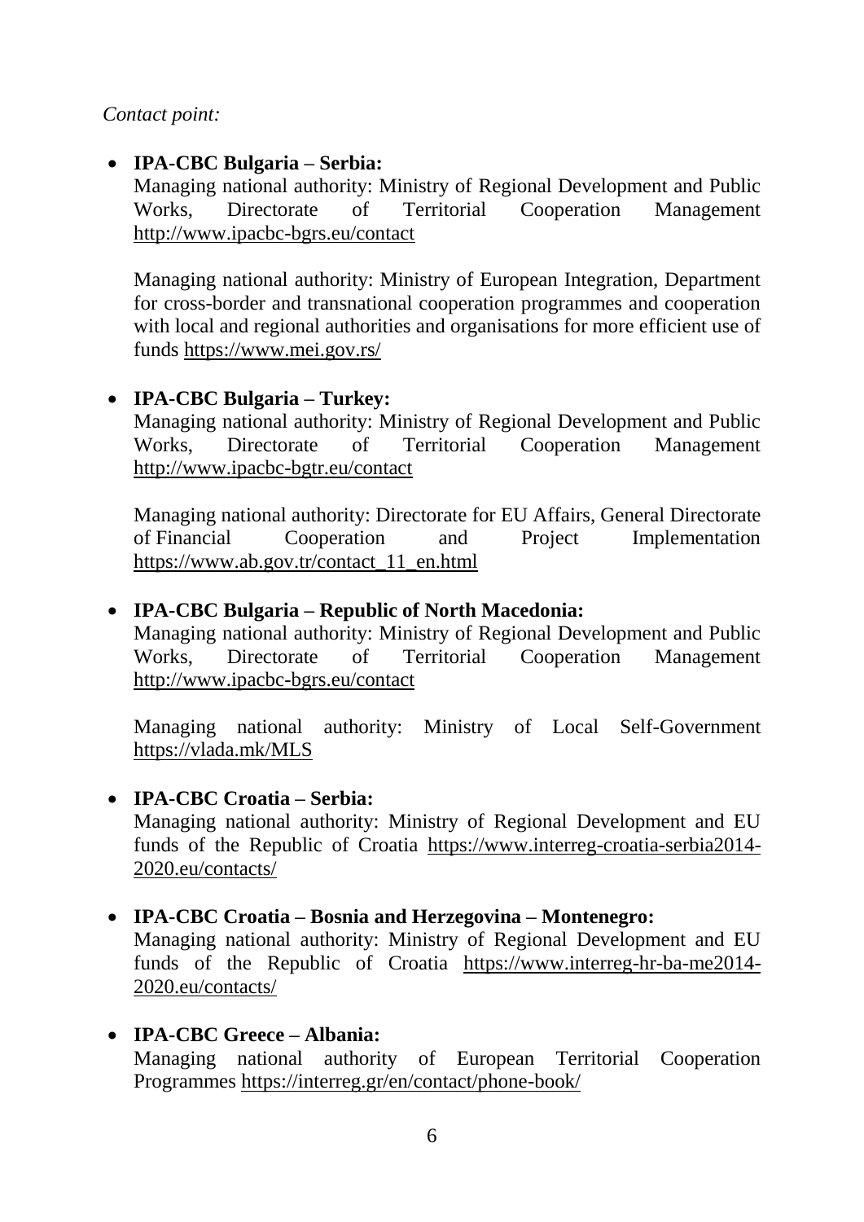*Contact point:*

- **IPA-CBC Bulgaria – Serbia:**
  Managing national authority: Ministry of Regional Development and Public Works, Directorate of Territorial Cooperation Management http://www.ipacbc-bgrs.eu/contact

  Managing national authority: Ministry of European Integration, Department for cross-border and transnational cooperation programmes and cooperation with local and regional authorities and organisations for more efficient use of funds https://www.mei.gov.rs/

- **IPA-CBC Bulgaria – Turkey:**
  Managing national authority: Ministry of Regional Development and Public Works, Directorate of Territorial Cooperation Management http://www.ipacbc-bgtr.eu/contact

  Managing national authority: Directorate for EU Affairs, General Directorate of Financial Cooperation and Project Implementation https://www.ab.gov.tr/contact_11_en.html

- **IPA-CBC Bulgaria – Republic of North Macedonia:**
  Managing national authority: Ministry of Regional Development and Public Works, Directorate of Territorial Cooperation Management http://www.ipacbc-bgrs.eu/contact

  Managing national authority: Ministry of Local Self-Government https://vlada.mk/MLS

- **IPA-CBC Croatia – Serbia:**
  Managing national authority: Ministry of Regional Development and EU funds of the Republic of Croatia https://www.interreg-croatia-serbia2014-2020.eu/contacts/

- **IPA-CBC Croatia – Bosnia and Herzegovina – Montenegro:**
  Managing national authority: Ministry of Regional Development and EU funds of the Republic of Croatia https://www.interreg-hr-ba-me2014-2020.eu/contacts/

- **IPA-CBC Greece – Albania:**
  Managing national authority of European Territorial Cooperation Programmes https://interreg.gr/en/contact/phone-book/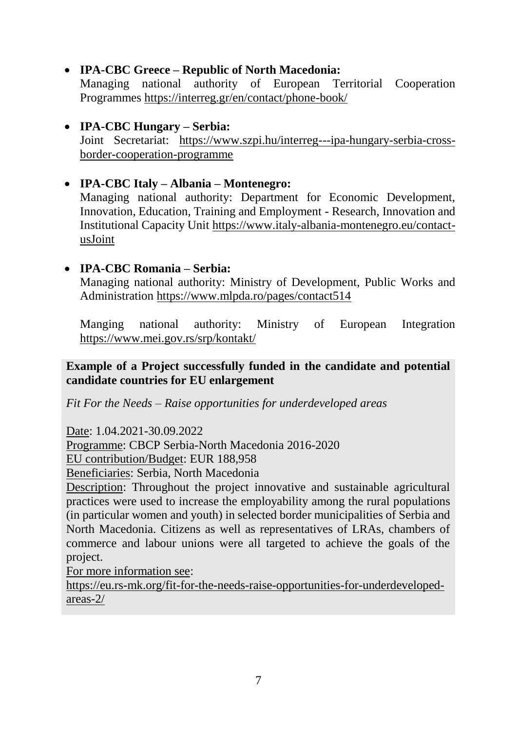- **IPA-CBC Greece – Republic of North Macedonia:**
  Managing national authority of European Territorial Cooperation Programmes https://interreg.gr/en/contact/phone-book/

- **IPA-CBC Hungary – Serbia:**
  Joint Secretariat: https://www.szpi.hu/interreg---ipa-hungary-serbia-cross-border-cooperation-programme

- **IPA-CBC Italy – Albania – Montenegro:**
  Managing national authority: Department for Economic Development, Innovation, Education, Training and Employment - Research, Innovation and Institutional Capacity Unit https://www.italy-albania-montenegro.eu/contact-usJoint

- **IPA-CBC Romania – Serbia:**
  Managing national authority: Ministry of Development, Public Works and Administration https://www.mlpda.ro/pages/contact514

  Manging national authority: Ministry of European Integration https://www.mei.gov.rs/srp/kontakt/

**Example of a Project successfully funded in the candidate and potential candidate countries for EU enlargement**

*Fit For the Needs – Raise opportunities for underdeveloped areas*

Date: 1.04.2021-30.09.2022
Programme: CBCP Serbia-North Macedonia 2016-2020
EU contribution/Budget: EUR 188,958
Beneficiaries: Serbia, North Macedonia
Description: Throughout the project innovative and sustainable agricultural practices were used to increase the employability among the rural populations (in particular women and youth) in selected border municipalities of Serbia and North Macedonia. Citizens as well as representatives of LRAs, chambers of commerce and labour unions were all targeted to achieve the goals of the project.
For more information see:
https://eu.rs-mk.org/fit-for-the-needs-raise-opportunities-for-underdeveloped-areas-2/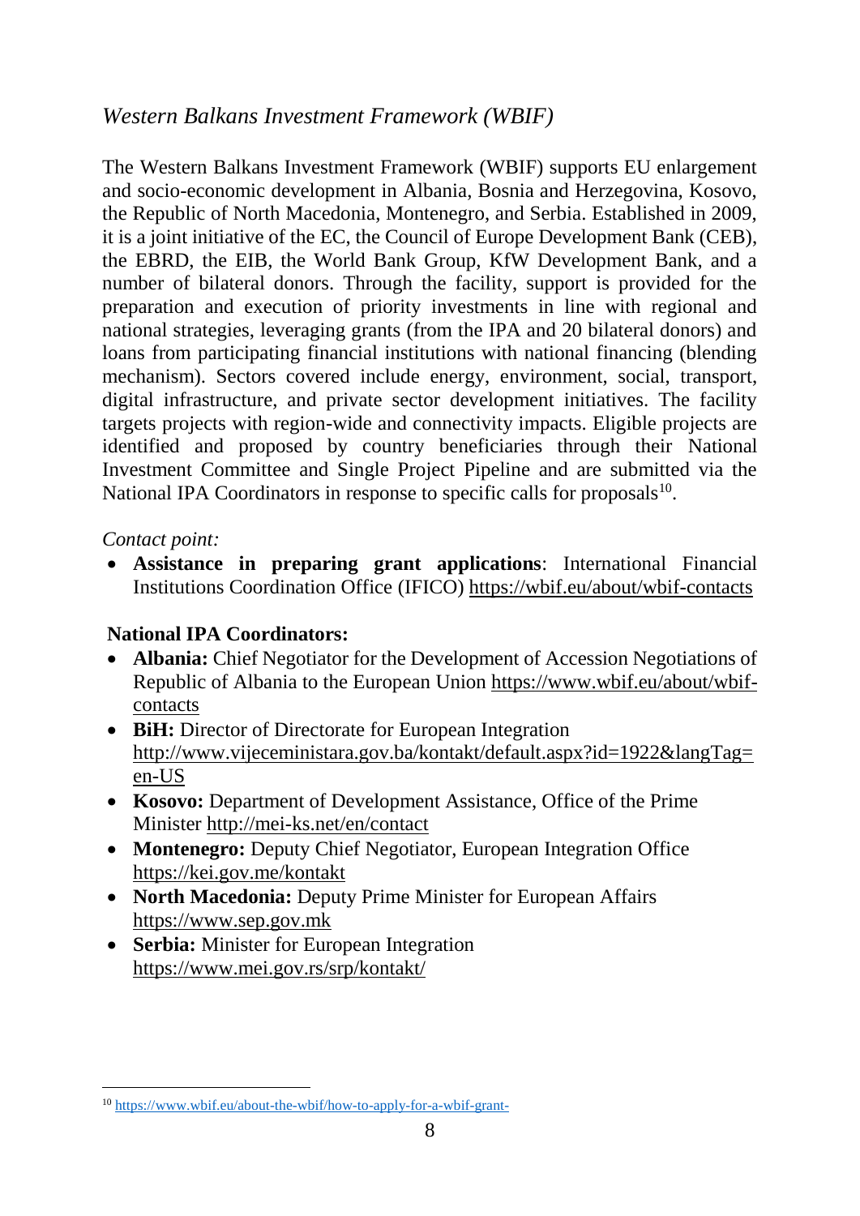## *Western Balkans Investment Framework (WBIF)*

The Western Balkans Investment Framework (WBIF) supports EU enlargement and socio-economic development in Albania, Bosnia and Herzegovina, Kosovo, the Republic of North Macedonia, Montenegro, and Serbia. Established in 2009, it is a joint initiative of the EC, the Council of Europe Development Bank (CEB), the EBRD, the EIB, the World Bank Group, KfW Development Bank, and a number of bilateral donors. Through the facility, support is provided for the preparation and execution of priority investments in line with regional and national strategies, leveraging grants (from the IPA and 20 bilateral donors) and loans from participating financial institutions with national financing (blending mechanism). Sectors covered include energy, environment, social, transport, digital infrastructure, and private sector development initiatives. The facility targets projects with region-wide and connectivity impacts. Eligible projects are identified and proposed by country beneficiaries through their National Investment Committee and Single Project Pipeline and are submitted via the National IPA Coordinators in response to specific calls for proposals[10].

*Contact point:*

- **Assistance in preparing grant applications**: International Financial Institutions Coordination Office (IFICO) https://wbif.eu/about/wbif-contacts

**National IPA Coordinators:**

- **Albania:** Chief Negotiator for the Development of Accession Negotiations of Republic of Albania to the European Union https://www.wbif.eu/about/wbif-contacts
- **BiH:** Director of Directorate for European Integration http://www.vijeceministara.gov.ba/kontakt/default.aspx?id=1922&langTag=en-US
- **Kosovo:** Department of Development Assistance, Office of the Prime Minister http://mei-ks.net/en/contact
- **Montenegro:** Deputy Chief Negotiator, European Integration Office https://kei.gov.me/kontakt
- **North Macedonia:** Deputy Prime Minister for European Affairs https://www.sep.gov.mk
- **Serbia:** Minister for European Integration https://www.mei.gov.rs/srp/kontakt/

[10] https://www.wbif.eu/about-the-wbif/how-to-apply-for-a-wbif-grant-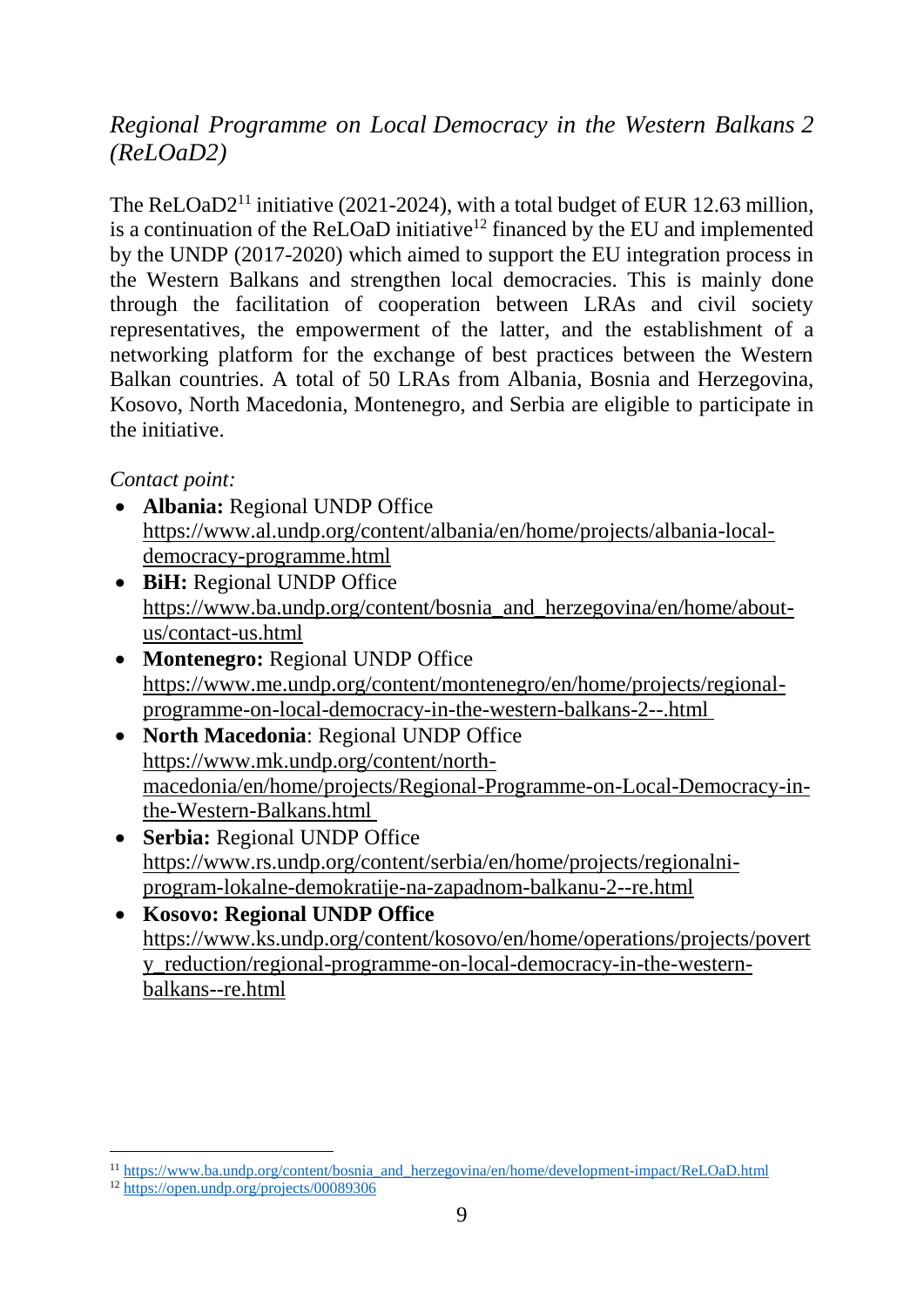*Regional Programme on Local Democracy in the Western Balkans 2 (ReLOaD2)*

The ReLOaD2[11] initiative (2021-2024), with a total budget of EUR 12.63 million, is a continuation of the ReLOaD initiative[12] financed by the EU and implemented by the UNDP (2017-2020) which aimed to support the EU integration process in the Western Balkans and strengthen local democracies. This is mainly done through the facilitation of cooperation between LRAs and civil society representatives, the empowerment of the latter, and the establishment of a networking platform for the exchange of best practices between the Western Balkan countries. A total of 50 LRAs from Albania, Bosnia and Herzegovina, Kosovo, North Macedonia, Montenegro, and Serbia are eligible to participate in the initiative.

*Contact point:*

- **Albania:** Regional UNDP Office https://www.al.undp.org/content/albania/en/home/projects/albania-local-democracy-programme.html
- **BiH:** Regional UNDP Office https://www.ba.undp.org/content/bosnia_and_herzegovina/en/home/about-us/contact-us.html
- **Montenegro:** Regional UNDP Office https://www.me.undp.org/content/montenegro/en/home/projects/regional-programme-on-local-democracy-in-the-western-balkans-2--.html
- **North Macedonia**: Regional UNDP Office https://www.mk.undp.org/content/north-macedonia/en/home/projects/Regional-Programme-on-Local-Democracy-in-the-Western-Balkans.html
- **Serbia:** Regional UNDP Office https://www.rs.undp.org/content/serbia/en/home/projects/regionalni-program-lokalne-demokratije-na-zapadnom-balkanu-2--re.html
- **Kosovo: Regional UNDP Office** https://www.ks.undp.org/content/kosovo/en/home/operations/projects/poverty_reduction/regional-programme-on-local-democracy-in-the-western-balkans--re.html

[11] https://www.ba.undp.org/content/bosnia_and_herzegovina/en/home/development-impact/ReLOaD.html

[12] https://open.undp.org/projects/00089306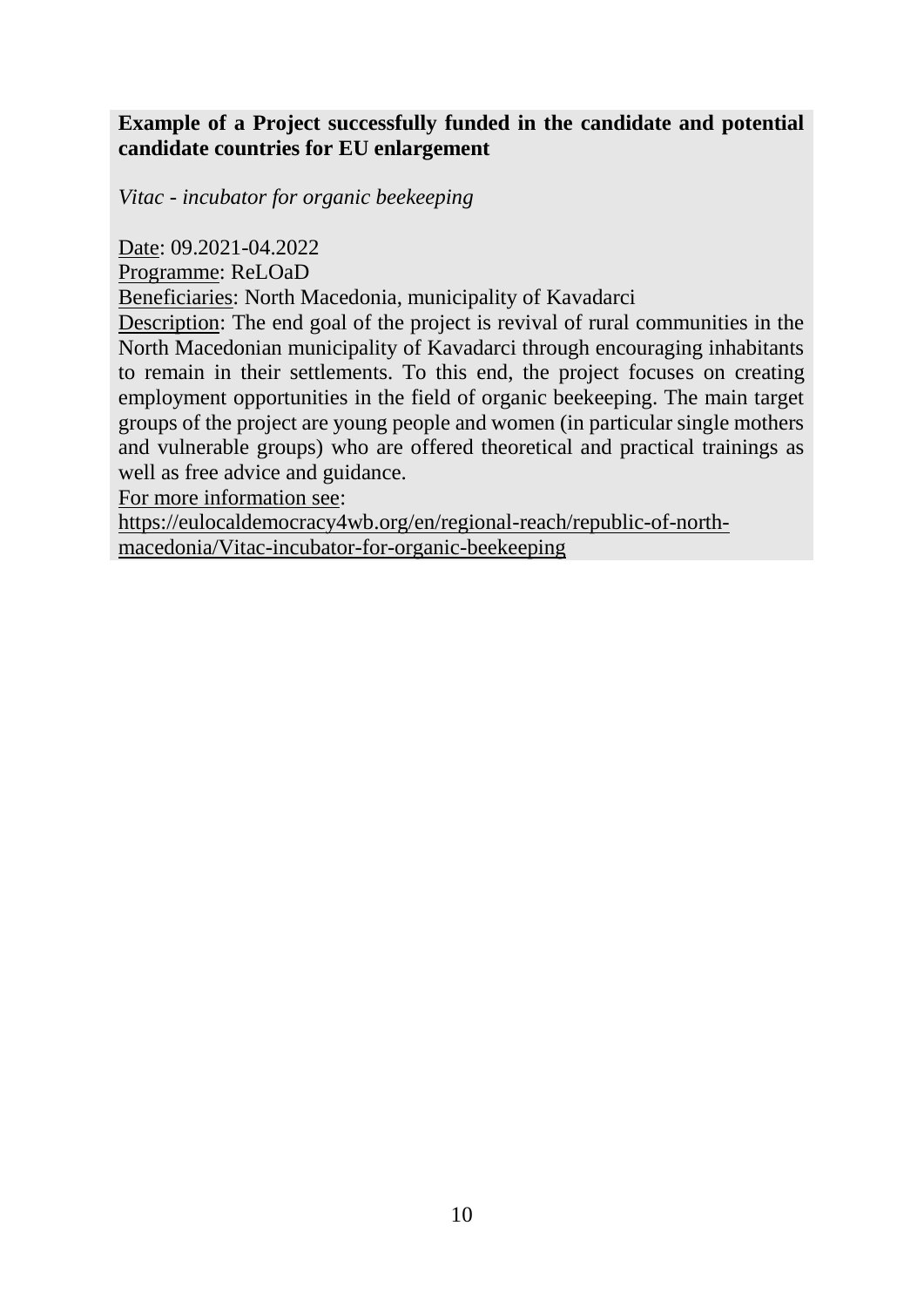**Example of a Project successfully funded in the candidate and potential candidate countries for EU enlargement**

*Vitac - incubator for organic beekeeping*

Date: 09.2021-04.2022
Programme: ReLOaD
Beneficiaries: North Macedonia, municipality of Kavadarci
Description: The end goal of the project is revival of rural communities in the North Macedonian municipality of Kavadarci through encouraging inhabitants to remain in their settlements. To this end, the project focuses on creating employment opportunities in the field of organic beekeeping. The main target groups of the project are young people and women (in particular single mothers and vulnerable groups) who are offered theoretical and practical trainings as well as free advice and guidance.
For more information see:
https://eulocaldemocracy4wb.org/en/regional-reach/republic-of-north-macedonia/Vitac-incubator-for-organic-beekeeping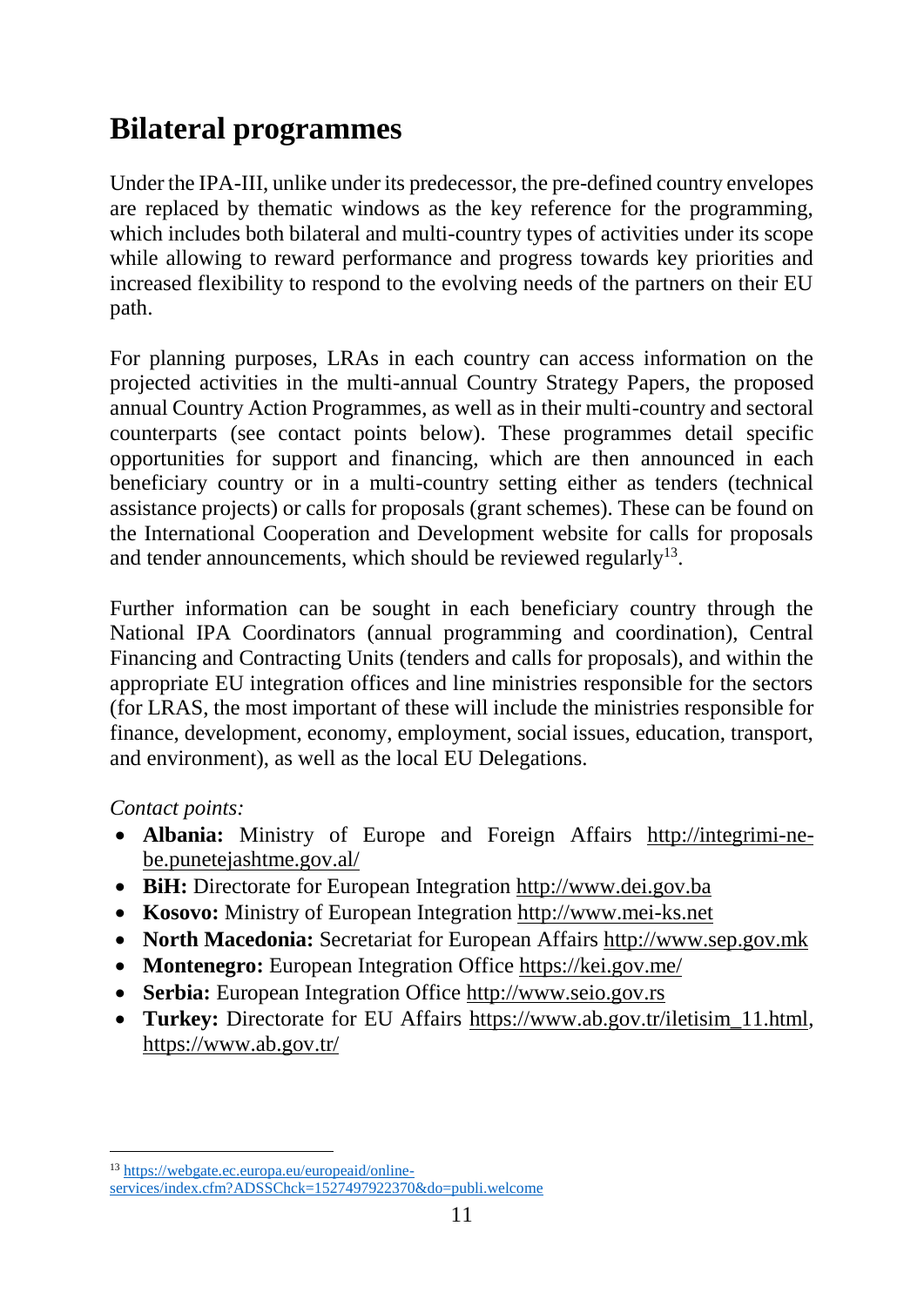## Bilateral programmes

Under the IPA-III, unlike under its predecessor, the pre-defined country envelopes are replaced by thematic windows as the key reference for the programming, which includes both bilateral and multi-country types of activities under its scope while allowing to reward performance and progress towards key priorities and increased flexibility to respond to the evolving needs of the partners on their EU path.

For planning purposes, LRAs in each country can access information on the projected activities in the multi-annual Country Strategy Papers, the proposed annual Country Action Programmes, as well as in their multi-country and sectoral counterparts (see contact points below). These programmes detail specific opportunities for support and financing, which are then announced in each beneficiary country or in a multi-country setting either as tenders (technical assistance projects) or calls for proposals (grant schemes). These can be found on the International Cooperation and Development website for calls for proposals and tender announcements, which should be reviewed regularly[13].

Further information can be sought in each beneficiary country through the National IPA Coordinators (annual programming and coordination), Central Financing and Contracting Units (tenders and calls for proposals), and within the appropriate EU integration offices and line ministries responsible for the sectors (for LRAS, the most important of these will include the ministries responsible for finance, development, economy, employment, social issues, education, transport, and environment), as well as the local EU Delegations.

*Contact points:*

- **Albania:** Ministry of Europe and Foreign Affairs http://integrimi-ne-be.punetejashtme.gov.al/
- **BiH:** Directorate for European Integration http://www.dei.gov.ba
- **Kosovo:** Ministry of European Integration http://www.mei-ks.net
- **North Macedonia:** Secretariat for European Affairs http://www.sep.gov.mk
- **Montenegro:** European Integration Office https://kei.gov.me/
- **Serbia:** European Integration Office http://www.seio.gov.rs
- **Turkey:** Directorate for EU Affairs https://www.ab.gov.tr/iletisim_11.html, https://www.ab.gov.tr/

---

[13] https://webgate.ec.europa.eu/europeaid/online-services/index.cfm?ADSSChck=1527497922370&do=publi.welcome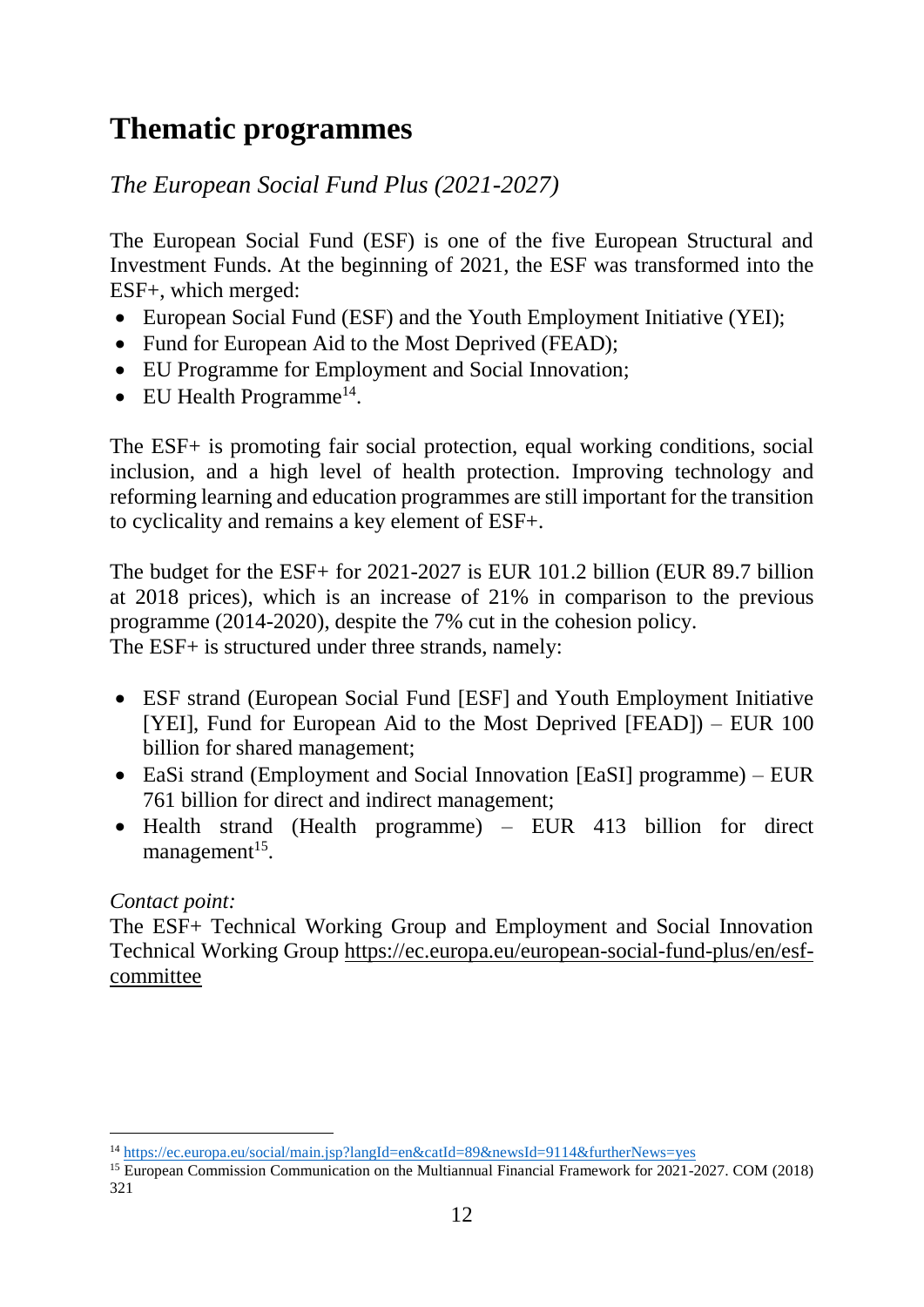# Thematic programmes

*The European Social Fund Plus (2021-2027)*

The European Social Fund (ESF) is one of the five European Structural and Investment Funds. At the beginning of 2021, the ESF was transformed into the ESF+, which merged:

- European Social Fund (ESF) and the Youth Employment Initiative (YEI);
- Fund for European Aid to the Most Deprived (FEAD);
- EU Programme for Employment and Social Innovation;
- EU Health Programme[14].

The ESF+ is promoting fair social protection, equal working conditions, social inclusion, and a high level of health protection. Improving technology and reforming learning and education programmes are still important for the transition to cyclicality and remains a key element of ESF+.

The budget for the ESF+ for 2021-2027 is EUR 101.2 billion (EUR 89.7 billion at 2018 prices), which is an increase of 21% in comparison to the previous programme (2014-2020), despite the 7% cut in the cohesion policy.
The ESF+ is structured under three strands, namely:

- ESF strand (European Social Fund [ESF] and Youth Employment Initiative [YEI], Fund for European Aid to the Most Deprived [FEAD]) – EUR 100 billion for shared management;
- EaSi strand (Employment and Social Innovation [EaSI] programme) – EUR 761 billion for direct and indirect management;
- Health strand (Health programme) – EUR 413 billion for direct management[15].

*Contact point:*
The ESF+ Technical Working Group and Employment and Social Innovation Technical Working Group https://ec.europa.eu/european-social-fund-plus/en/esf-committee

[14] https://ec.europa.eu/social/main.jsp?langId=en&catId=89&newsId=9114&furtherNews=yes

[15] European Commission Communication on the Multiannual Financial Framework for 2021-2027. COM (2018) 321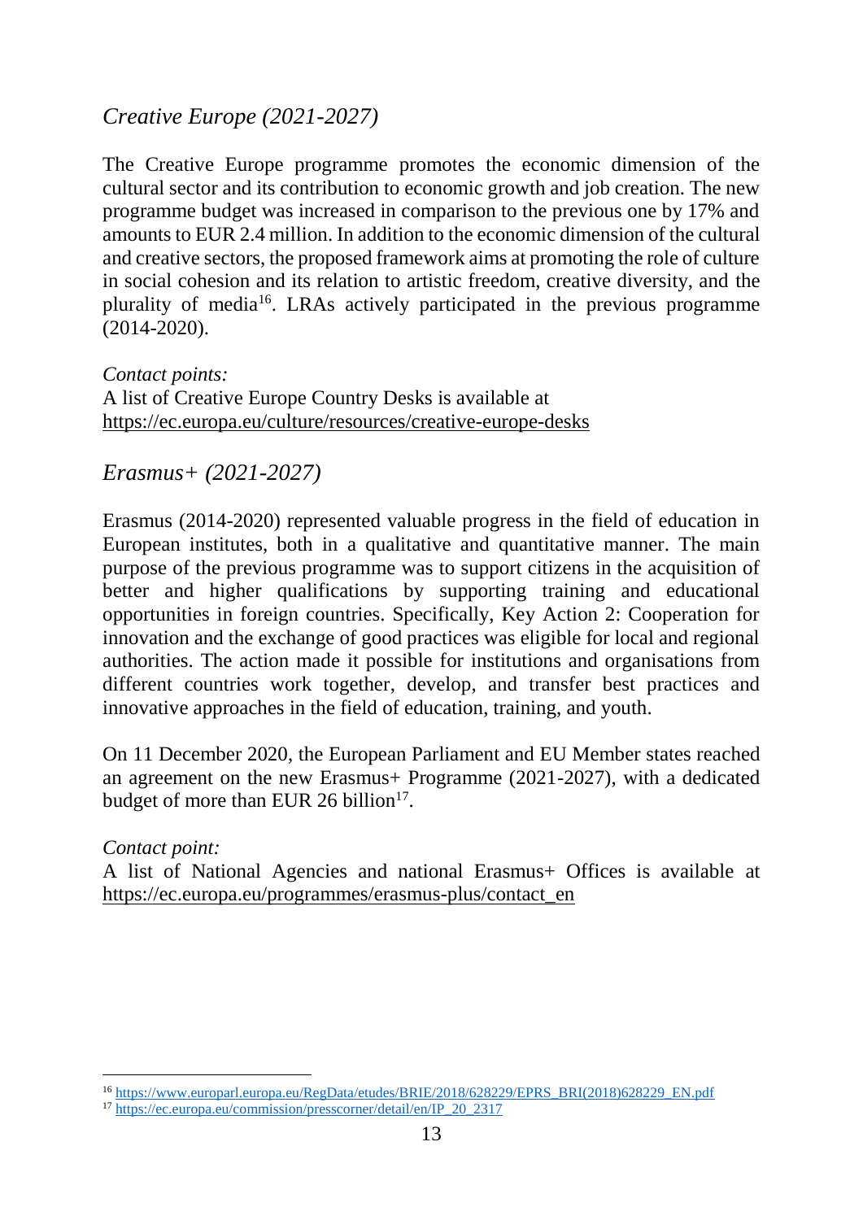### *Creative Europe (2021-2027)*

The Creative Europe programme promotes the economic dimension of the cultural sector and its contribution to economic growth and job creation. The new programme budget was increased in comparison to the previous one by 17% and amounts to EUR 2.4 million. In addition to the economic dimension of the cultural and creative sectors, the proposed framework aims at promoting the role of culture in social cohesion and its relation to artistic freedom, creative diversity, and the plurality of media[16]. LRAs actively participated in the previous programme (2014-2020).

*Contact points:*
A list of Creative Europe Country Desks is available at https://ec.europa.eu/culture/resources/creative-europe-desks

### *Erasmus+ (2021-2027)*

Erasmus (2014-2020) represented valuable progress in the field of education in European institutes, both in a qualitative and quantitative manner. The main purpose of the previous programme was to support citizens in the acquisition of better and higher qualifications by supporting training and educational opportunities in foreign countries. Specifically, Key Action 2: Cooperation for innovation and the exchange of good practices was eligible for local and regional authorities. The action made it possible for institutions and organisations from different countries work together, develop, and transfer best practices and innovative approaches in the field of education, training, and youth.

On 11 December 2020, the European Parliament and EU Member states reached an agreement on the new Erasmus+ Programme (2021-2027), with a dedicated budget of more than EUR 26 billion[17].

*Contact point:*
A list of National Agencies and national Erasmus+ Offices is available at https://ec.europa.eu/programmes/erasmus-plus/contact_en

---

[16] https://www.europarl.europa.eu/RegData/etudes/BRIE/2018/628229/EPRS_BRI(2018)628229_EN.pdf

[17] https://ec.europa.eu/commission/presscorner/detail/en/IP_20_2317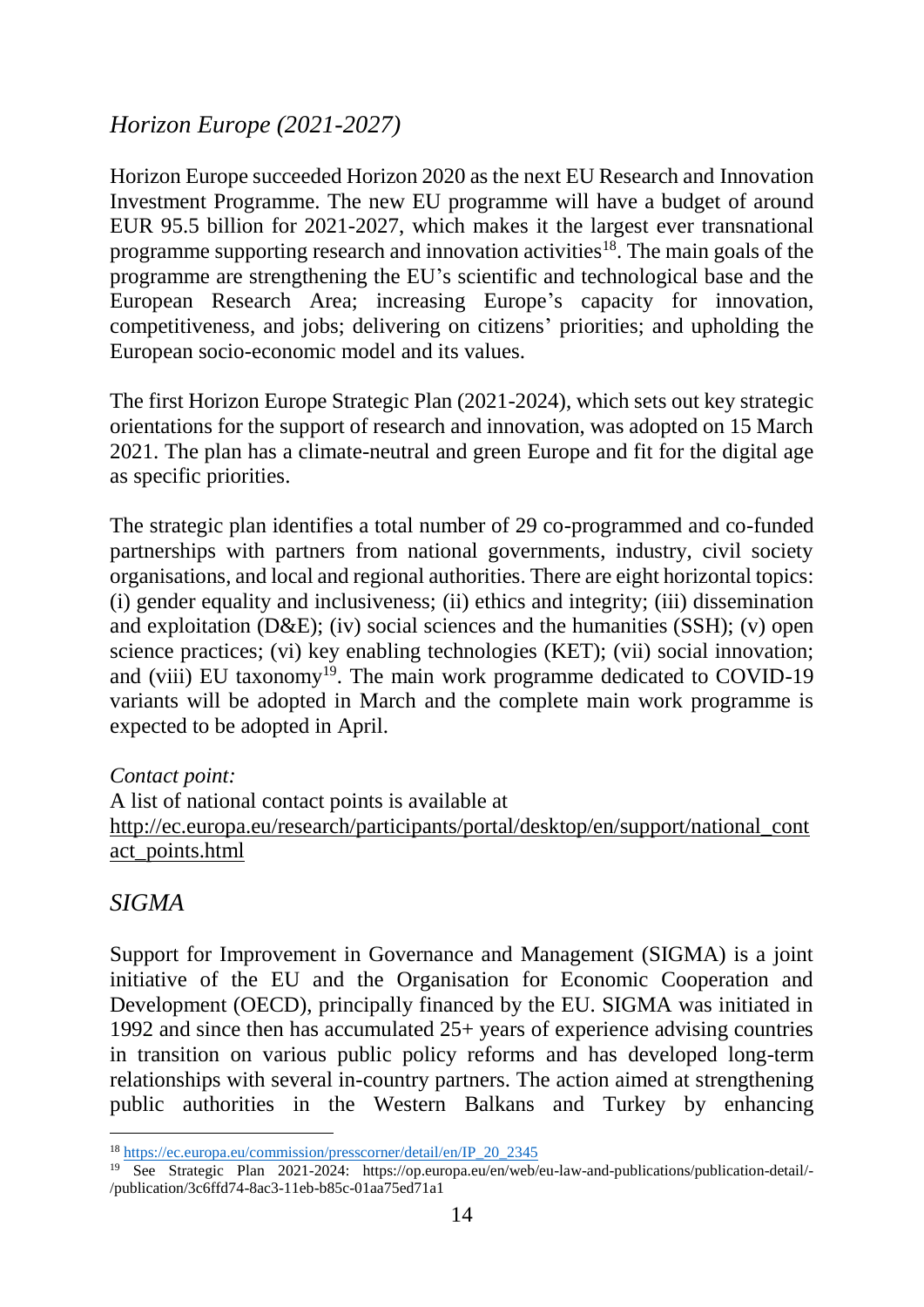## *Horizon Europe (2021-2027)*

Horizon Europe succeeded Horizon 2020 as the next EU Research and Innovation Investment Programme. The new EU programme will have a budget of around EUR 95.5 billion for 2021-2027, which makes it the largest ever transnational programme supporting research and innovation activities[18]. The main goals of the programme are strengthening the EU's scientific and technological base and the European Research Area; increasing Europe's capacity for innovation, competitiveness, and jobs; delivering on citizens' priorities; and upholding the European socio-economic model and its values.

The first Horizon Europe Strategic Plan (2021-2024), which sets out key strategic orientations for the support of research and innovation, was adopted on 15 March 2021. The plan has a climate-neutral and green Europe and fit for the digital age as specific priorities.

The strategic plan identifies a total number of 29 co-programmed and co-funded partnerships with partners from national governments, industry, civil society organisations, and local and regional authorities. There are eight horizontal topics: (i) gender equality and inclusiveness; (ii) ethics and integrity; (iii) dissemination and exploitation (D&E); (iv) social sciences and the humanities (SSH); (v) open science practices; (vi) key enabling technologies (KET); (vii) social innovation; and (viii) EU taxonomy[19]. The main work programme dedicated to COVID-19 variants will be adopted in March and the complete main work programme is expected to be adopted in April.

*Contact point:*
A list of national contact points is available at
http://ec.europa.eu/research/participants/portal/desktop/en/support/national_contact_points.html

## *SIGMA*

Support for Improvement in Governance and Management (SIGMA) is a joint initiative of the EU and the Organisation for Economic Cooperation and Development (OECD), principally financed by the EU. SIGMA was initiated in 1992 and since then has accumulated 25+ years of experience advising countries in transition on various public policy reforms and has developed long-term relationships with several in-country partners. The action aimed at strengthening public authorities in the Western Balkans and Turkey by enhancing

---

[18] https://ec.europa.eu/commission/presscorner/detail/en/IP_20_2345

[19] See Strategic Plan 2021-2024: https://op.europa.eu/en/web/eu-law-and-publications/publication-detail/-/publication/3c6ffd74-8ac3-11eb-b85c-01aa75ed71a1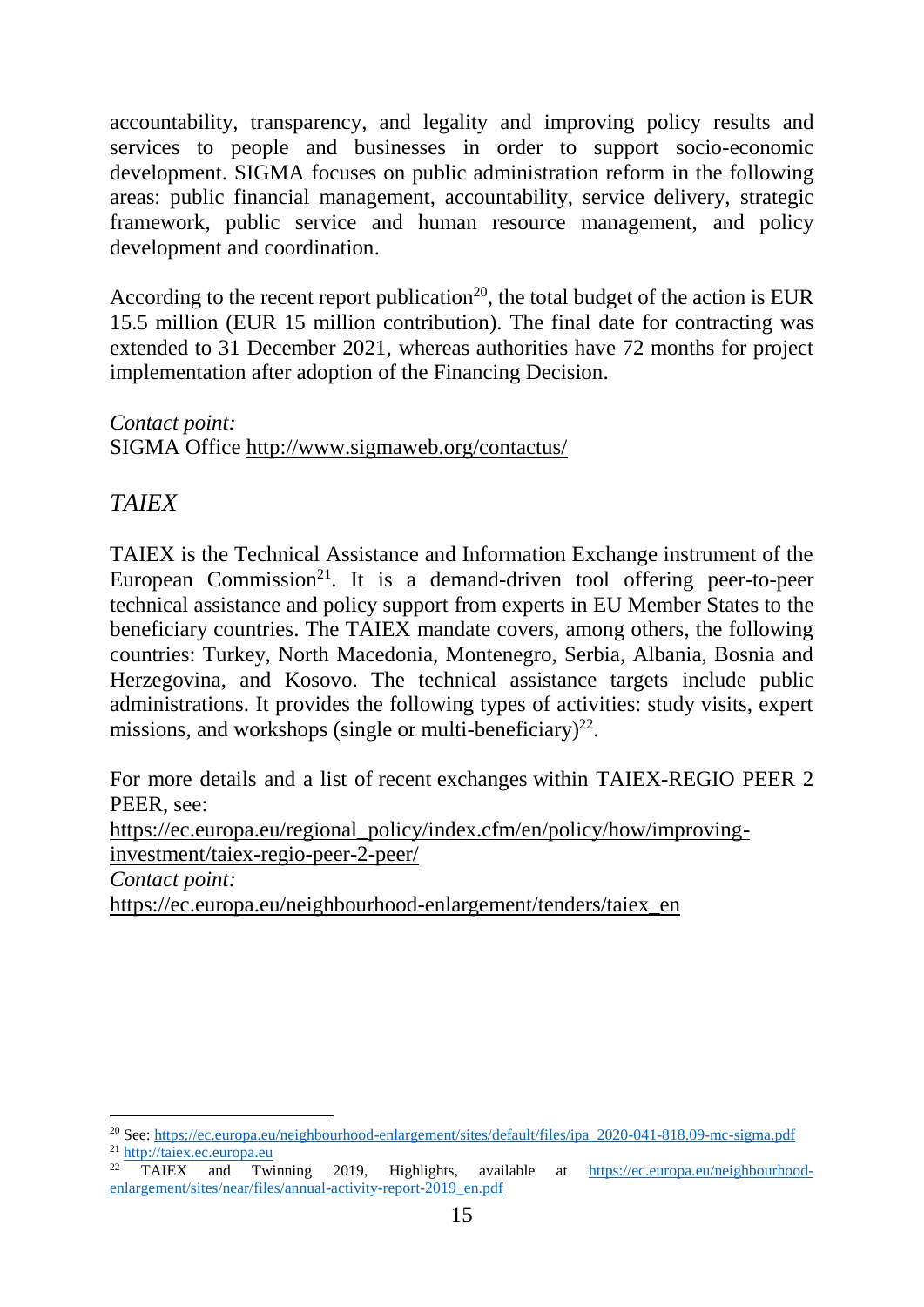accountability, transparency, and legality and improving policy results and services to people and businesses in order to support socio-economic development. SIGMA focuses on public administration reform in the following areas: public financial management, accountability, service delivery, strategic framework, public service and human resource management, and policy development and coordination.

According to the recent report publication[20], the total budget of the action is EUR 15.5 million (EUR 15 million contribution). The final date for contracting was extended to 31 December 2021, whereas authorities have 72 months for project implementation after adoption of the Financing Decision.

*Contact point:*
SIGMA Office http://www.sigmaweb.org/contactus/

## *TAIEX*

TAIEX is the Technical Assistance and Information Exchange instrument of the European Commission[21]. It is a demand-driven tool offering peer-to-peer technical assistance and policy support from experts in EU Member States to the beneficiary countries. The TAIEX mandate covers, among others, the following countries: Turkey, North Macedonia, Montenegro, Serbia, Albania, Bosnia and Herzegovina, and Kosovo. The technical assistance targets include public administrations. It provides the following types of activities: study visits, expert missions, and workshops (single or multi-beneficiary)[22].

For more details and a list of recent exchanges within TAIEX-REGIO PEER 2 PEER, see:
https://ec.europa.eu/regional_policy/index.cfm/en/policy/how/improving-investment/taiex-regio-peer-2-peer/
*Contact point:*
https://ec.europa.eu/neighbourhood-enlargement/tenders/taiex_en

---

[20] See: https://ec.europa.eu/neighbourhood-enlargement/sites/default/files/ipa_2020-041-818.09-mc-sigma.pdf
[21] http://taiex.ec.europa.eu
[22] TAIEX and Twinning 2019, Highlights, available at https://ec.europa.eu/neighbourhood-enlargement/sites/near/files/annual-activity-report-2019_en.pdf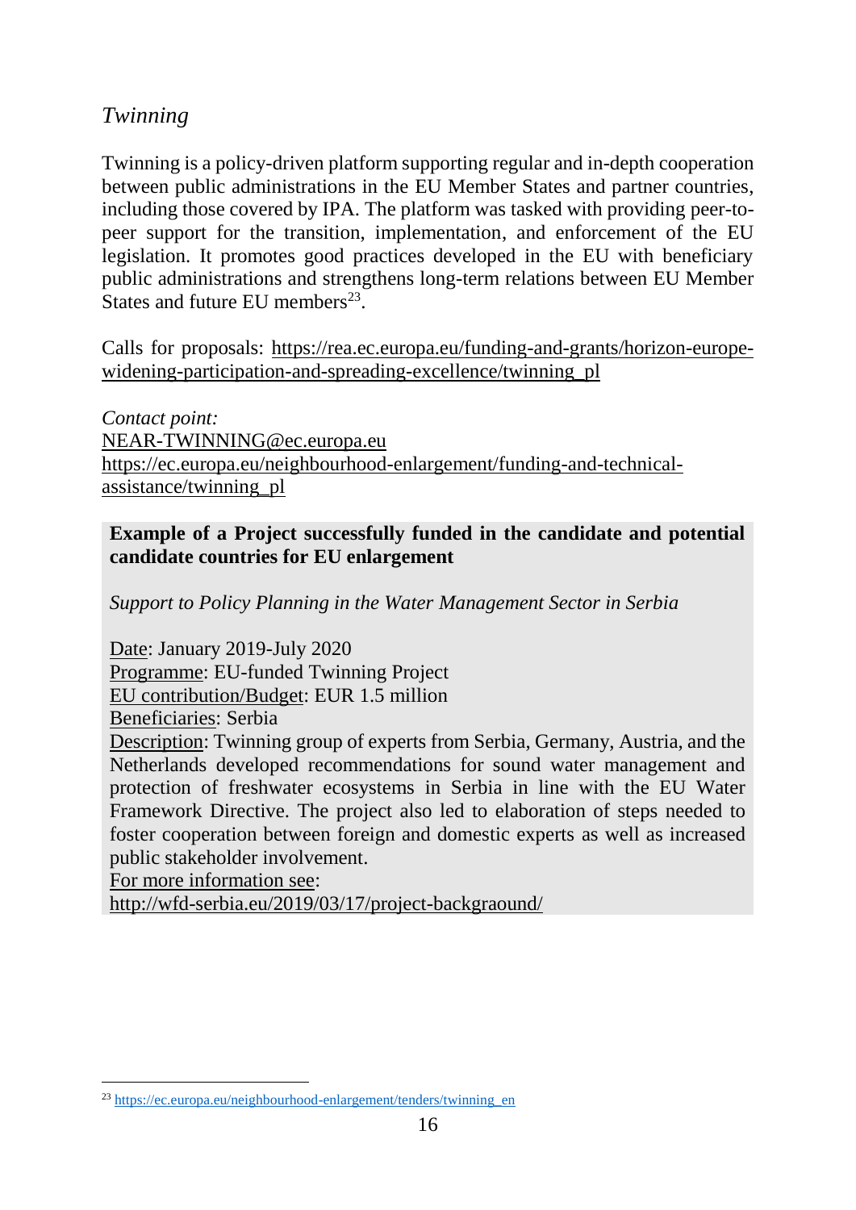## *Twinning*

Twinning is a policy-driven platform supporting regular and in-depth cooperation between public administrations in the EU Member States and partner countries, including those covered by IPA. The platform was tasked with providing peer-to-peer support for the transition, implementation, and enforcement of the EU legislation. It promotes good practices developed in the EU with beneficiary public administrations and strengthens long-term relations between EU Member States and future EU members[23].

Calls for proposals: https://rea.ec.europa.eu/funding-and-grants/horizon-europe-widening-participation-and-spreading-excellence/twinning_pl

*Contact point:*
NEAR-TWINNING@ec.europa.eu
https://ec.europa.eu/neighbourhood-enlargement/funding-and-technical-assistance/twinning_pl

**Example of a Project successfully funded in the candidate and potential candidate countries for EU enlargement**

*Support to Policy Planning in the Water Management Sector in Serbia*

Date: January 2019-July 2020
Programme: EU-funded Twinning Project
EU contribution/Budget: EUR 1.5 million
Beneficiaries: Serbia
Description: Twinning group of experts from Serbia, Germany, Austria, and the Netherlands developed recommendations for sound water management and protection of freshwater ecosystems in Serbia in line with the EU Water Framework Directive. The project also led to elaboration of steps needed to foster cooperation between foreign and domestic experts as well as increased public stakeholder involvement.
For more information see:
http://wfd-serbia.eu/2019/03/17/project-backgraound/

[23] https://ec.europa.eu/neighbourhood-enlargement/tenders/twinning_en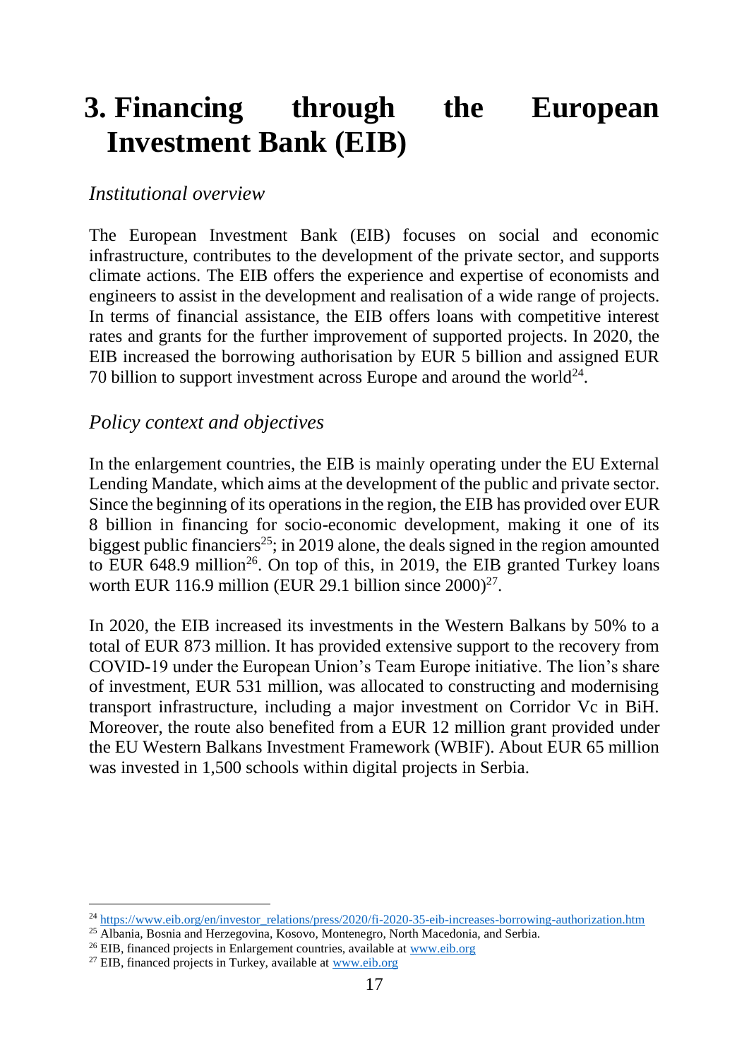# 3. Financing through the European Investment Bank (EIB)

*Institutional overview*

The European Investment Bank (EIB) focuses on social and economic infrastructure, contributes to the development of the private sector, and supports climate actions. The EIB offers the experience and expertise of economists and engineers to assist in the development and realisation of a wide range of projects. In terms of financial assistance, the EIB offers loans with competitive interest rates and grants for the further improvement of supported projects. In 2020, the EIB increased the borrowing authorisation by EUR 5 billion and assigned EUR 70 billion to support investment across Europe and around the world[24].

*Policy context and objectives*

In the enlargement countries, the EIB is mainly operating under the EU External Lending Mandate, which aims at the development of the public and private sector. Since the beginning of its operations in the region, the EIB has provided over EUR 8 billion in financing for socio-economic development, making it one of its biggest public financiers[25]; in 2019 alone, the deals signed in the region amounted to EUR 648.9 million[26]. On top of this, in 2019, the EIB granted Turkey loans worth EUR 116.9 million (EUR 29.1 billion since 2000)[27].

In 2020, the EIB increased its investments in the Western Balkans by 50% to a total of EUR 873 million. It has provided extensive support to the recovery from COVID-19 under the European Union's Team Europe initiative. The lion's share of investment, EUR 531 million, was allocated to constructing and modernising transport infrastructure, including a major investment on Corridor Vc in BiH. Moreover, the route also benefited from a EUR 12 million grant provided under the EU Western Balkans Investment Framework (WBIF). About EUR 65 million was invested in 1,500 schools within digital projects in Serbia.

---

[24] https://www.eib.org/en/investor_relations/press/2020/fi-2020-35-eib-increases-borrowing-authorization.htm

[25] Albania, Bosnia and Herzegovina, Kosovo, Montenegro, North Macedonia, and Serbia.

[26] EIB, financed projects in Enlargement countries, available at www.eib.org

[27] EIB, financed projects in Turkey, available at www.eib.org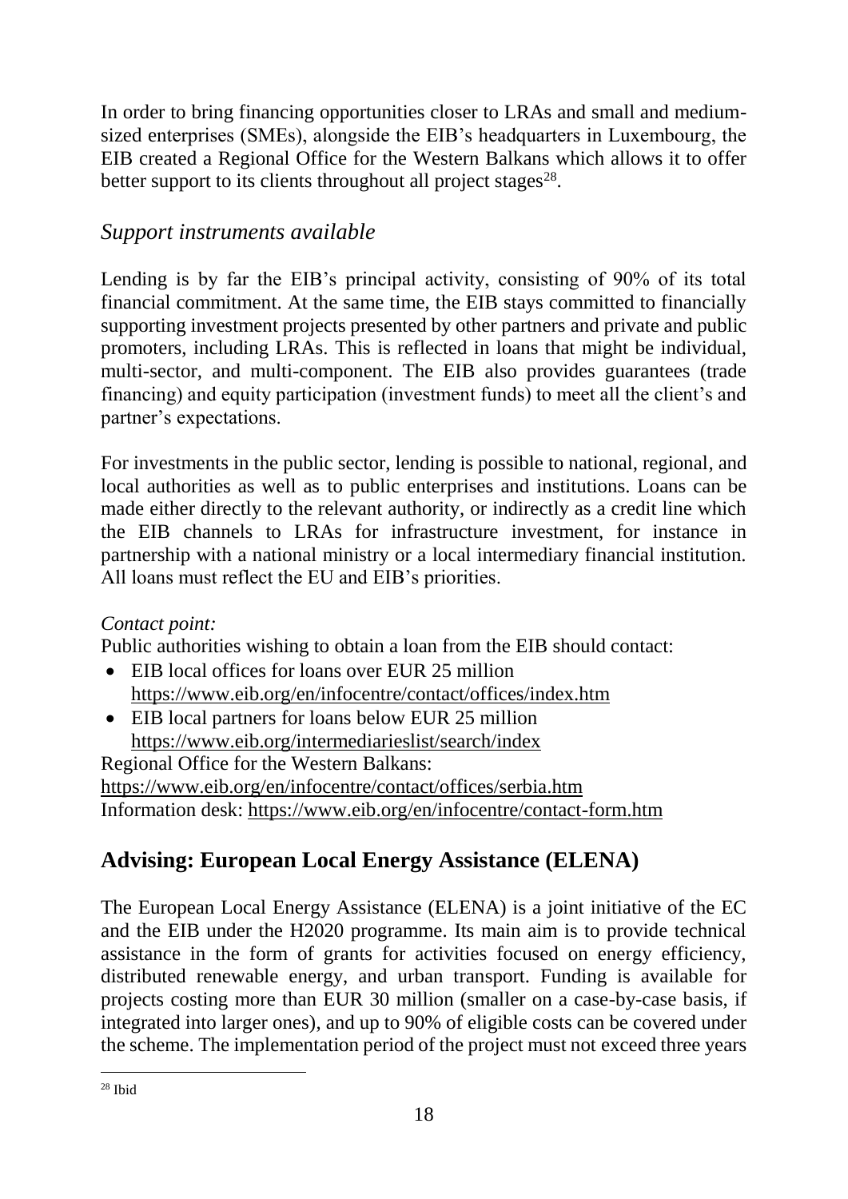In order to bring financing opportunities closer to LRAs and small and medium-sized enterprises (SMEs), alongside the EIB's headquarters in Luxembourg, the EIB created a Regional Office for the Western Balkans which allows it to offer better support to its clients throughout all project stages[28].

### *Support instruments available*

Lending is by far the EIB's principal activity, consisting of 90% of its total financial commitment. At the same time, the EIB stays committed to financially supporting investment projects presented by other partners and private and public promoters, including LRAs. This is reflected in loans that might be individual, multi-sector, and multi-component. The EIB also provides guarantees (trade financing) and equity participation (investment funds) to meet all the client's and partner's expectations.

For investments in the public sector, lending is possible to national, regional, and local authorities as well as to public enterprises and institutions. Loans can be made either directly to the relevant authority, or indirectly as a credit line which the EIB channels to LRAs for infrastructure investment, for instance in partnership with a national ministry or a local intermediary financial institution. All loans must reflect the EU and EIB's priorities.

*Contact point:*

Public authorities wishing to obtain a loan from the EIB should contact:

- EIB local offices for loans over EUR 25 million https://www.eib.org/en/infocentre/contact/offices/index.htm
- EIB local partners for loans below EUR 25 million https://www.eib.org/intermediarieslist/search/index

Regional Office for the Western Balkans:
https://www.eib.org/en/infocentre/contact/offices/serbia.htm
Information desk: https://www.eib.org/en/infocentre/contact-form.htm

## **Advising: European Local Energy Assistance (ELENA)**

The European Local Energy Assistance (ELENA) is a joint initiative of the EC and the EIB under the H2020 programme. Its main aim is to provide technical assistance in the form of grants for activities focused on energy efficiency, distributed renewable energy, and urban transport. Funding is available for projects costing more than EUR 30 million (smaller on a case-by-case basis, if integrated into larger ones), and up to 90% of eligible costs can be covered under the scheme. The implementation period of the project must not exceed three years

[28] Ibid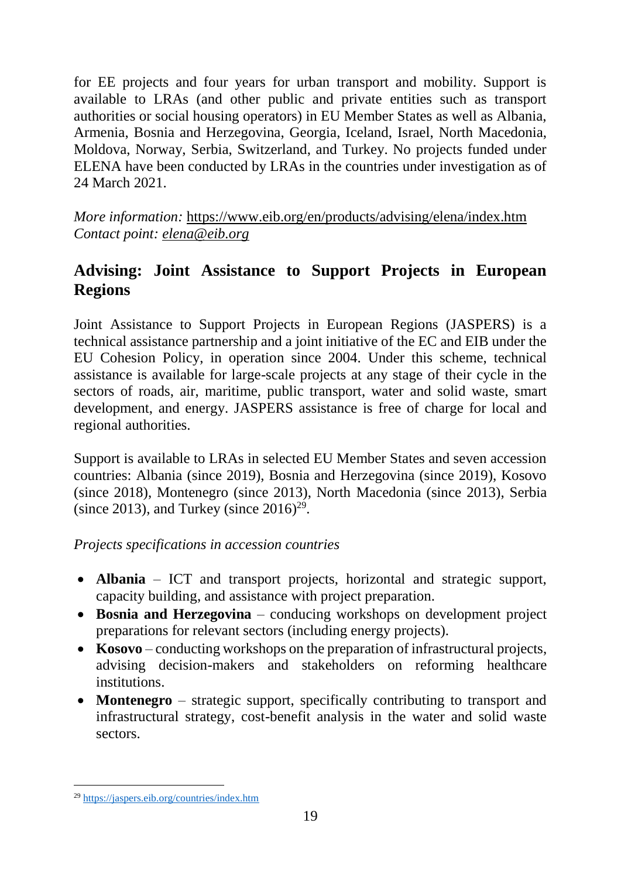for EE projects and four years for urban transport and mobility. Support is available to LRAs (and other public and private entities such as transport authorities or social housing operators) in EU Member States as well as Albania, Armenia, Bosnia and Herzegovina, Georgia, Iceland, Israel, North Macedonia, Moldova, Norway, Serbia, Switzerland, and Turkey. No projects funded under ELENA have been conducted by LRAs in the countries under investigation as of 24 March 2021.

*More information:* https://www.eib.org/en/products/advising/elena/index.htm
*Contact point: elena@eib.org*

## Advising: Joint Assistance to Support Projects in European Regions

Joint Assistance to Support Projects in European Regions (JASPERS) is a technical assistance partnership and a joint initiative of the EC and EIB under the EU Cohesion Policy, in operation since 2004. Under this scheme, technical assistance is available for large-scale projects at any stage of their cycle in the sectors of roads, air, maritime, public transport, water and solid waste, smart development, and energy. JASPERS assistance is free of charge for local and regional authorities.

Support is available to LRAs in selected EU Member States and seven accession countries: Albania (since 2019), Bosnia and Herzegovina (since 2019), Kosovo (since 2018), Montenegro (since 2013), North Macedonia (since 2013), Serbia (since 2013), and Turkey (since 2016)[29].

*Projects specifications in accession countries*

- **Albania** – ICT and transport projects, horizontal and strategic support, capacity building, and assistance with project preparation.
- **Bosnia and Herzegovina** – conducing workshops on development project preparations for relevant sectors (including energy projects).
- **Kosovo** – conducting workshops on the preparation of infrastructural projects, advising decision-makers and stakeholders on reforming healthcare institutions.
- **Montenegro** – strategic support, specifically contributing to transport and infrastructural strategy, cost-benefit analysis in the water and solid waste sectors.

[29] https://jaspers.eib.org/countries/index.htm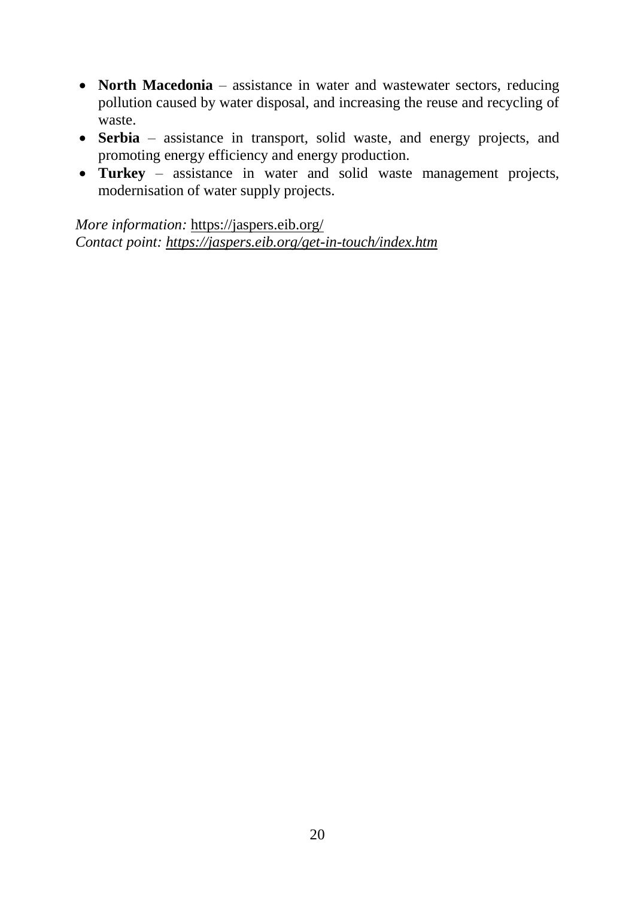- **North Macedonia** – assistance in water and wastewater sectors, reducing pollution caused by water disposal, and increasing the reuse and recycling of waste.
- **Serbia** – assistance in transport, solid waste, and energy projects, and promoting energy efficiency and energy production.
- **Turkey** – assistance in water and solid waste management projects, modernisation of water supply projects.

*More information:* https://jaspers.eib.org/
*Contact point: https://jaspers.eib.org/get-in-touch/index.htm*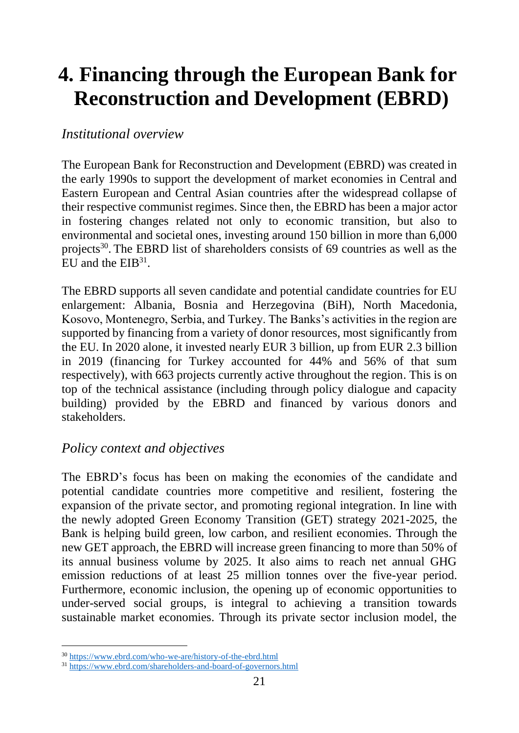# 4. Financing through the European Bank for Reconstruction and Development (EBRD)

*Institutional overview*

The European Bank for Reconstruction and Development (EBRD) was created in the early 1990s to support the development of market economies in Central and Eastern European and Central Asian countries after the widespread collapse of their respective communist regimes. Since then, the EBRD has been a major actor in fostering changes related not only to economic transition, but also to environmental and societal ones, investing around 150 billion in more than 6,000 projects[30]. The EBRD list of shareholders consists of 69 countries as well as the EU and the EIB[31].

The EBRD supports all seven candidate and potential candidate countries for EU enlargement: Albania, Bosnia and Herzegovina (BiH), North Macedonia, Kosovo, Montenegro, Serbia, and Turkey. The Banks's activities in the region are supported by financing from a variety of donor resources, most significantly from the EU. In 2020 alone, it invested nearly EUR 3 billion, up from EUR 2.3 billion in 2019 (financing for Turkey accounted for 44% and 56% of that sum respectively), with 663 projects currently active throughout the region. This is on top of the technical assistance (including through policy dialogue and capacity building) provided by the EBRD and financed by various donors and stakeholders.

*Policy context and objectives*

The EBRD's focus has been on making the economies of the candidate and potential candidate countries more competitive and resilient, fostering the expansion of the private sector, and promoting regional integration. In line with the newly adopted Green Economy Transition (GET) strategy 2021-2025, the Bank is helping build green, low carbon, and resilient economies. Through the new GET approach, the EBRD will increase green financing to more than 50% of its annual business volume by 2025. It also aims to reach net annual GHG emission reductions of at least 25 million tonnes over the five-year period. Furthermore, economic inclusion, the opening up of economic opportunities to under-served social groups, is integral to achieving a transition towards sustainable market economies. Through its private sector inclusion model, the

[30] https://www.ebrd.com/who-we-are/history-of-the-ebrd.html

[31] https://www.ebrd.com/shareholders-and-board-of-governors.html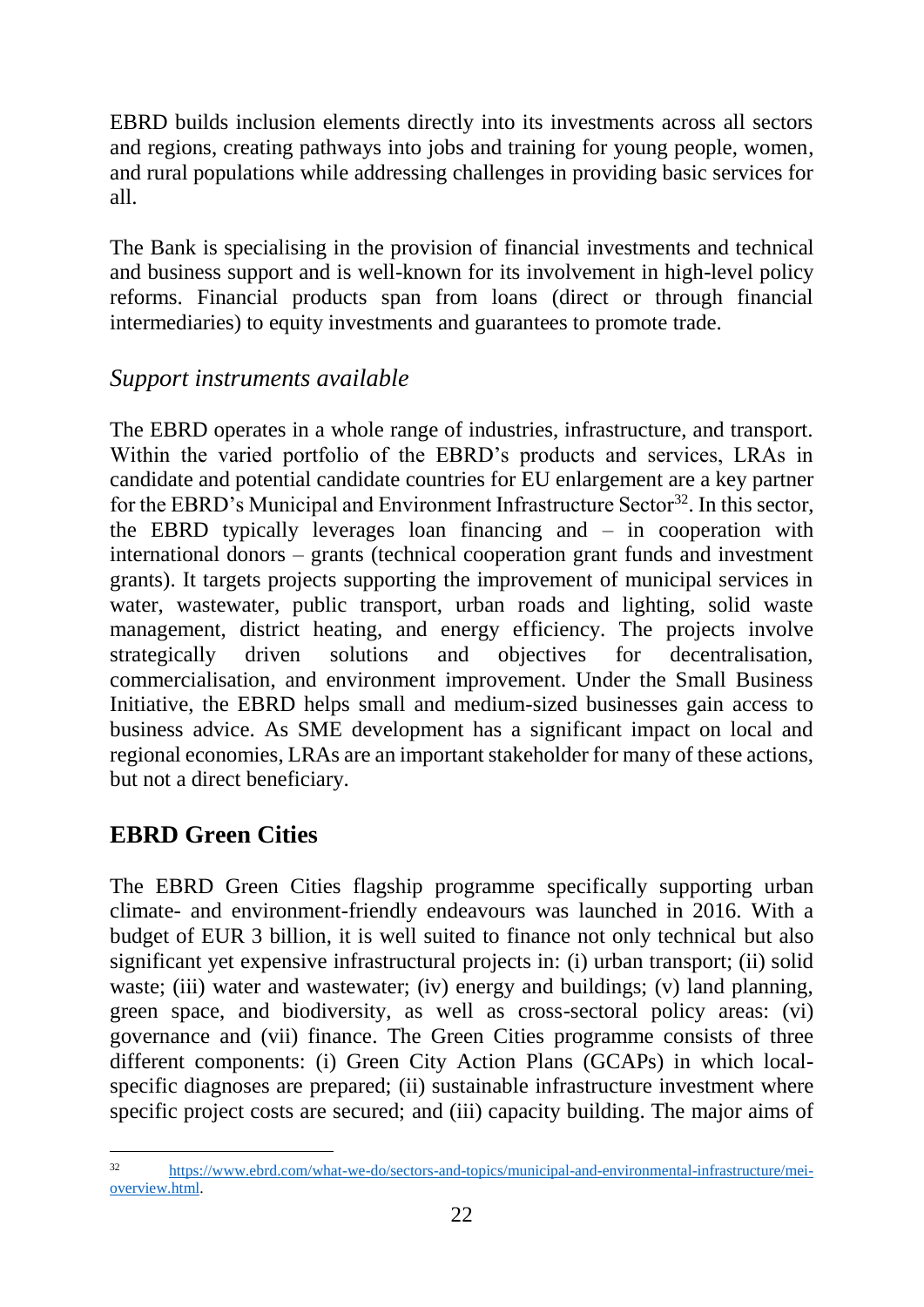EBRD builds inclusion elements directly into its investments across all sectors and regions, creating pathways into jobs and training for young people, women, and rural populations while addressing challenges in providing basic services for all.

The Bank is specialising in the provision of financial investments and technical and business support and is well-known for its involvement in high-level policy reforms. Financial products span from loans (direct or through financial intermediaries) to equity investments and guarantees to promote trade.

*Support instruments available*

The EBRD operates in a whole range of industries, infrastructure, and transport. Within the varied portfolio of the EBRD's products and services, LRAs in candidate and potential candidate countries for EU enlargement are a key partner for the EBRD's Municipal and Environment Infrastructure Sector[32]. In this sector, the EBRD typically leverages loan financing and – in cooperation with international donors – grants (technical cooperation grant funds and investment grants). It targets projects supporting the improvement of municipal services in water, wastewater, public transport, urban roads and lighting, solid waste management, district heating, and energy efficiency. The projects involve strategically driven solutions and objectives for decentralisation, commercialisation, and environment improvement. Under the Small Business Initiative, the EBRD helps small and medium-sized businesses gain access to business advice. As SME development has a significant impact on local and regional economies, LRAs are an important stakeholder for many of these actions, but not a direct beneficiary.

## EBRD Green Cities

The EBRD Green Cities flagship programme specifically supporting urban climate- and environment-friendly endeavours was launched in 2016. With a budget of EUR 3 billion, it is well suited to finance not only technical but also significant yet expensive infrastructural projects in: (i) urban transport; (ii) solid waste; (iii) water and wastewater; (iv) energy and buildings; (v) land planning, green space, and biodiversity, as well as cross-sectoral policy areas: (vi) governance and (vii) finance. The Green Cities programme consists of three different components: (i) Green City Action Plans (GCAPs) in which local-specific diagnoses are prepared; (ii) sustainable infrastructure investment where specific project costs are secured; and (iii) capacity building. The major aims of

---

[32] https://www.ebrd.com/what-we-do/sectors-and-topics/municipal-and-environmental-infrastructure/mei-overview.html.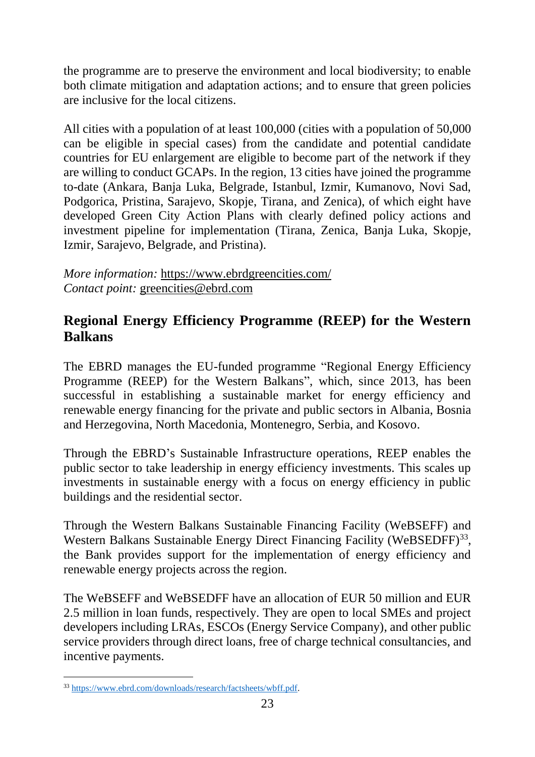the programme are to preserve the environment and local biodiversity; to enable both climate mitigation and adaptation actions; and to ensure that green policies are inclusive for the local citizens.

All cities with a population of at least 100,000 (cities with a population of 50,000 can be eligible in special cases) from the candidate and potential candidate countries for EU enlargement are eligible to become part of the network if they are willing to conduct GCAPs. In the region, 13 cities have joined the programme to-date (Ankara, Banja Luka, Belgrade, Istanbul, Izmir, Kumanovo, Novi Sad, Podgorica, Pristina, Sarajevo, Skopje, Tirana, and Zenica), of which eight have developed Green City Action Plans with clearly defined policy actions and investment pipeline for implementation (Tirana, Zenica, Banja Luka, Skopje, Izmir, Sarajevo, Belgrade, and Pristina).

*More information:* https://www.ebrdgreencities.com/
*Contact point:* greencities@ebrd.com

## Regional Energy Efficiency Programme (REEP) for the Western Balkans

The EBRD manages the EU-funded programme "Regional Energy Efficiency Programme (REEP) for the Western Balkans", which, since 2013, has been successful in establishing a sustainable market for energy efficiency and renewable energy financing for the private and public sectors in Albania, Bosnia and Herzegovina, North Macedonia, Montenegro, Serbia, and Kosovo.

Through the EBRD's Sustainable Infrastructure operations, REEP enables the public sector to take leadership in energy efficiency investments. This scales up investments in sustainable energy with a focus on energy efficiency in public buildings and the residential sector.

Through the Western Balkans Sustainable Financing Facility (WeBSEFF) and Western Balkans Sustainable Energy Direct Financing Facility (WeBSEDFF)[33], the Bank provides support for the implementation of energy efficiency and renewable energy projects across the region.

The WeBSEFF and WeBSEDFF have an allocation of EUR 50 million and EUR 2.5 million in loan funds, respectively. They are open to local SMEs and project developers including LRAs, ESCOs (Energy Service Company), and other public service providers through direct loans, free of charge technical consultancies, and incentive payments.

[33] https://www.ebrd.com/downloads/research/factsheets/wbff.pdf.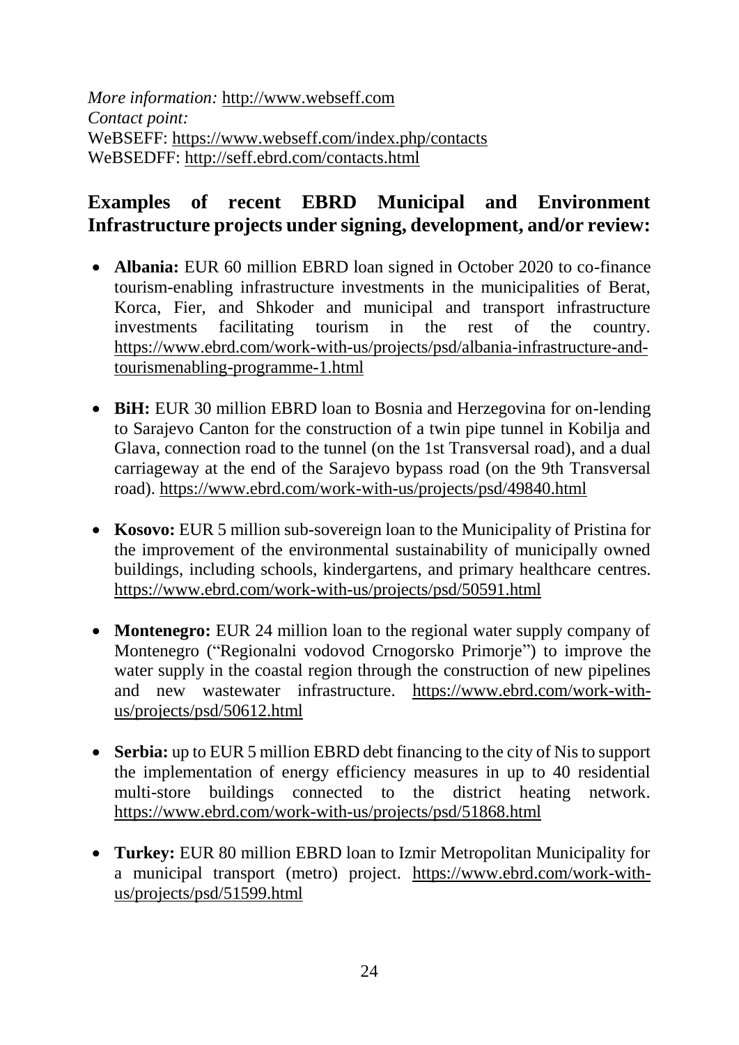*More information:* http://www.webseff.com
*Contact point:*
WeBSEFF: https://www.webseff.com/index.php/contacts
WeBSEDFF: http://seff.ebrd.com/contacts.html

## Examples of recent EBRD Municipal and Environment Infrastructure projects under signing, development, and/or review:

- **Albania:** EUR 60 million EBRD loan signed in October 2020 to co-finance tourism-enabling infrastructure investments in the municipalities of Berat, Korca, Fier, and Shkoder and municipal and transport infrastructure investments facilitating tourism in the rest of the country. https://www.ebrd.com/work-with-us/projects/psd/albania-infrastructure-and-tourismenabling-programme-1.html

- **BiH:** EUR 30 million EBRD loan to Bosnia and Herzegovina for on-lending to Sarajevo Canton for the construction of a twin pipe tunnel in Kobilja and Glava, connection road to the tunnel (on the 1st Transversal road), and a dual carriageway at the end of the Sarajevo bypass road (on the 9th Transversal road). https://www.ebrd.com/work-with-us/projects/psd/49840.html

- **Kosovo:** EUR 5 million sub-sovereign loan to the Municipality of Pristina for the improvement of the environmental sustainability of municipally owned buildings, including schools, kindergartens, and primary healthcare centres. https://www.ebrd.com/work-with-us/projects/psd/50591.html

- **Montenegro:** EUR 24 million loan to the regional water supply company of Montenegro ("Regionalni vodovod Crnogorsko Primorje") to improve the water supply in the coastal region through the construction of new pipelines and new wastewater infrastructure. https://www.ebrd.com/work-with-us/projects/psd/50612.html

- **Serbia:** up to EUR 5 million EBRD debt financing to the city of Nis to support the implementation of energy efficiency measures in up to 40 residential multi-store buildings connected to the district heating network. https://www.ebrd.com/work-with-us/projects/psd/51868.html

- **Turkey:** EUR 80 million EBRD loan to Izmir Metropolitan Municipality for a municipal transport (metro) project. https://www.ebrd.com/work-with-us/projects/psd/51599.html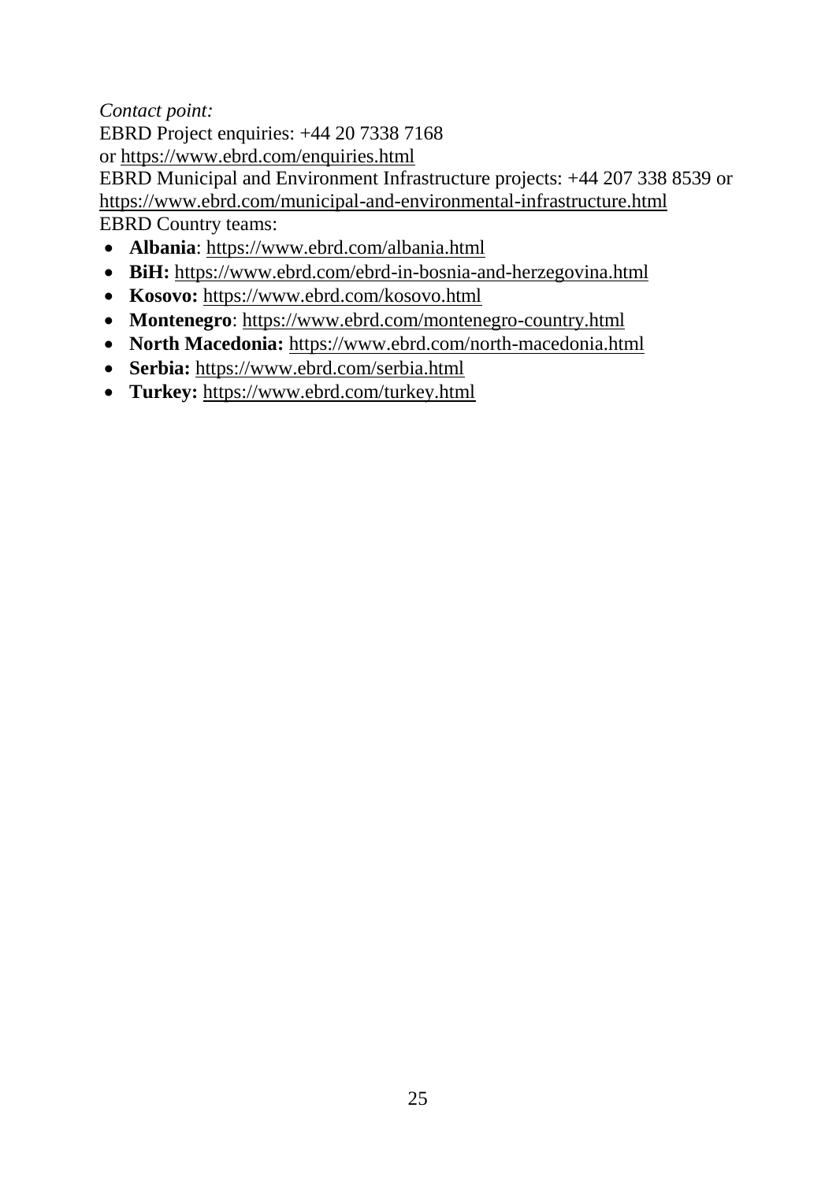*Contact point:*
EBRD Project enquiries: +44 20 7338 7168
or https://www.ebrd.com/enquiries.html
EBRD Municipal and Environment Infrastructure projects: +44 207 338 8539 or https://www.ebrd.com/municipal-and-environmental-infrastructure.html
EBRD Country teams:

- **Albania**: https://www.ebrd.com/albania.html
- **BiH:** https://www.ebrd.com/ebrd-in-bosnia-and-herzegovina.html
- **Kosovo:** https://www.ebrd.com/kosovo.html
- **Montenegro**: https://www.ebrd.com/montenegro-country.html
- **North Macedonia:** https://www.ebrd.com/north-macedonia.html
- **Serbia:** https://www.ebrd.com/serbia.html
- **Turkey:** https://www.ebrd.com/turkey.html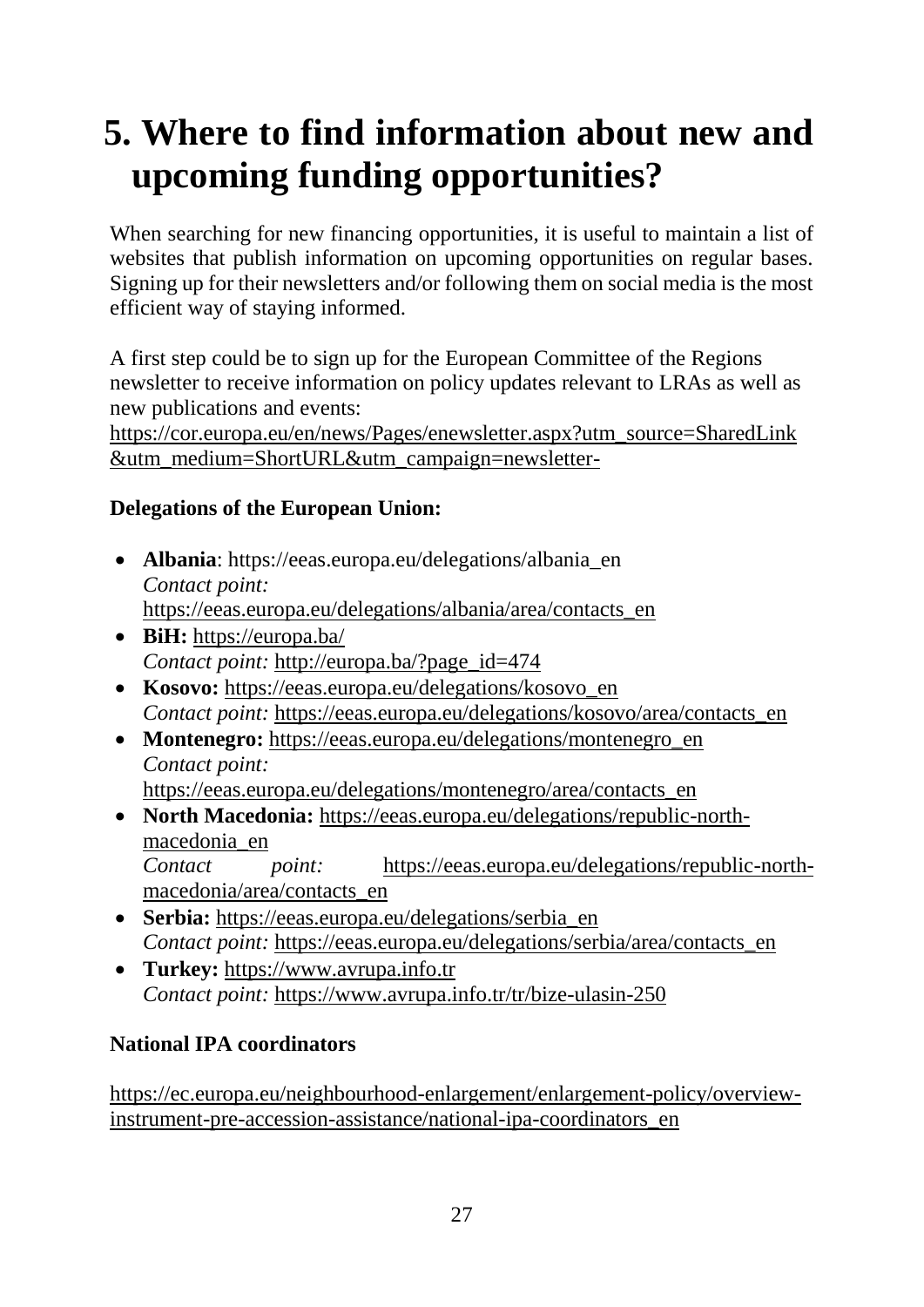# 5. Where to find information about new and upcoming funding opportunities?

When searching for new financing opportunities, it is useful to maintain a list of websites that publish information on upcoming opportunities on regular bases. Signing up for their newsletters and/or following them on social media is the most efficient way of staying informed.

A first step could be to sign up for the European Committee of the Regions newsletter to receive information on policy updates relevant to LRAs as well as new publications and events: https://cor.europa.eu/en/news/Pages/enewsletter.aspx?utm_source=SharedLink&utm_medium=ShortURL&utm_campaign=newsletter-

**Delegations of the European Union:**

- **Albania**: https://eeas.europa.eu/delegations/albania_en
  *Contact point:* https://eeas.europa.eu/delegations/albania/area/contacts_en
- **BiH:** https://europa.ba/
  *Contact point:* http://europa.ba/?page_id=474
- **Kosovo:** https://eeas.europa.eu/delegations/kosovo_en
  *Contact point:* https://eeas.europa.eu/delegations/kosovo/area/contacts_en
- **Montenegro:** https://eeas.europa.eu/delegations/montenegro_en
  *Contact point:* https://eeas.europa.eu/delegations/montenegro/area/contacts_en
- **North Macedonia:** https://eeas.europa.eu/delegations/republic-north-macedonia_en
  *Contact point:* https://eeas.europa.eu/delegations/republic-north-macedonia/area/contacts_en
- **Serbia:** https://eeas.europa.eu/delegations/serbia_en
  *Contact point:* https://eeas.europa.eu/delegations/serbia/area/contacts_en
- **Turkey:** https://www.avrupa.info.tr
  *Contact point:* https://www.avrupa.info.tr/tr/bize-ulasin-250

**National IPA coordinators**

https://ec.europa.eu/neighbourhood-enlargement/enlargement-policy/overview-instrument-pre-accession-assistance/national-ipa-coordinators_en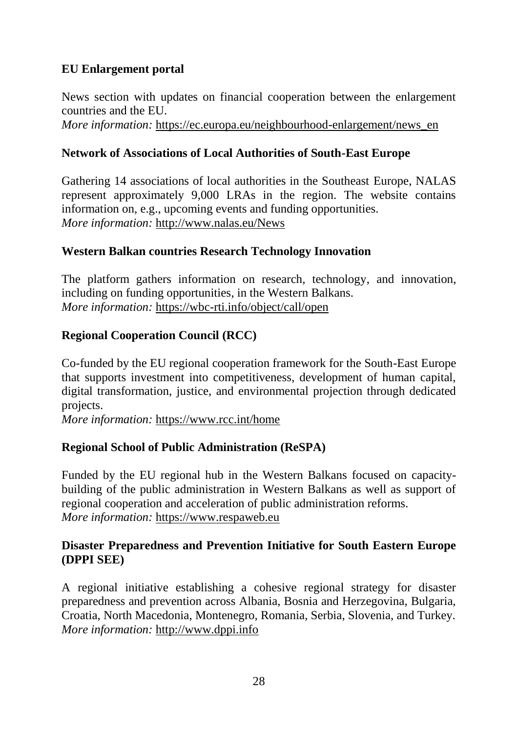**EU Enlargement portal**

News section with updates on financial cooperation between the enlargement countries and the EU.
*More information:* https://ec.europa.eu/neighbourhood-enlargement/news_en

**Network of Associations of Local Authorities of South-East Europe**

Gathering 14 associations of local authorities in the Southeast Europe, NALAS represent approximately 9,000 LRAs in the region. The website contains information on, e.g., upcoming events and funding opportunities.
*More information:* http://www.nalas.eu/News

**Western Balkan countries Research Technology Innovation**

The platform gathers information on research, technology, and innovation, including on funding opportunities, in the Western Balkans.
*More information:* https://wbc-rti.info/object/call/open

**Regional Cooperation Council (RCC)**

Co-funded by the EU regional cooperation framework for the South-East Europe that supports investment into competitiveness, development of human capital, digital transformation, justice, and environmental projection through dedicated projects.
*More information:* https://www.rcc.int/home

**Regional School of Public Administration (ReSPA)**

Funded by the EU regional hub in the Western Balkans focused on capacity-building of the public administration in Western Balkans as well as support of regional cooperation and acceleration of public administration reforms.
*More information:* https://www.respaweb.eu

**Disaster Preparedness and Prevention Initiative for South Eastern Europe (DPPI SEE)**

A regional initiative establishing a cohesive regional strategy for disaster preparedness and prevention across Albania, Bosnia and Herzegovina, Bulgaria, Croatia, North Macedonia, Montenegro, Romania, Serbia, Slovenia, and Turkey.
*More information:* http://www.dppi.info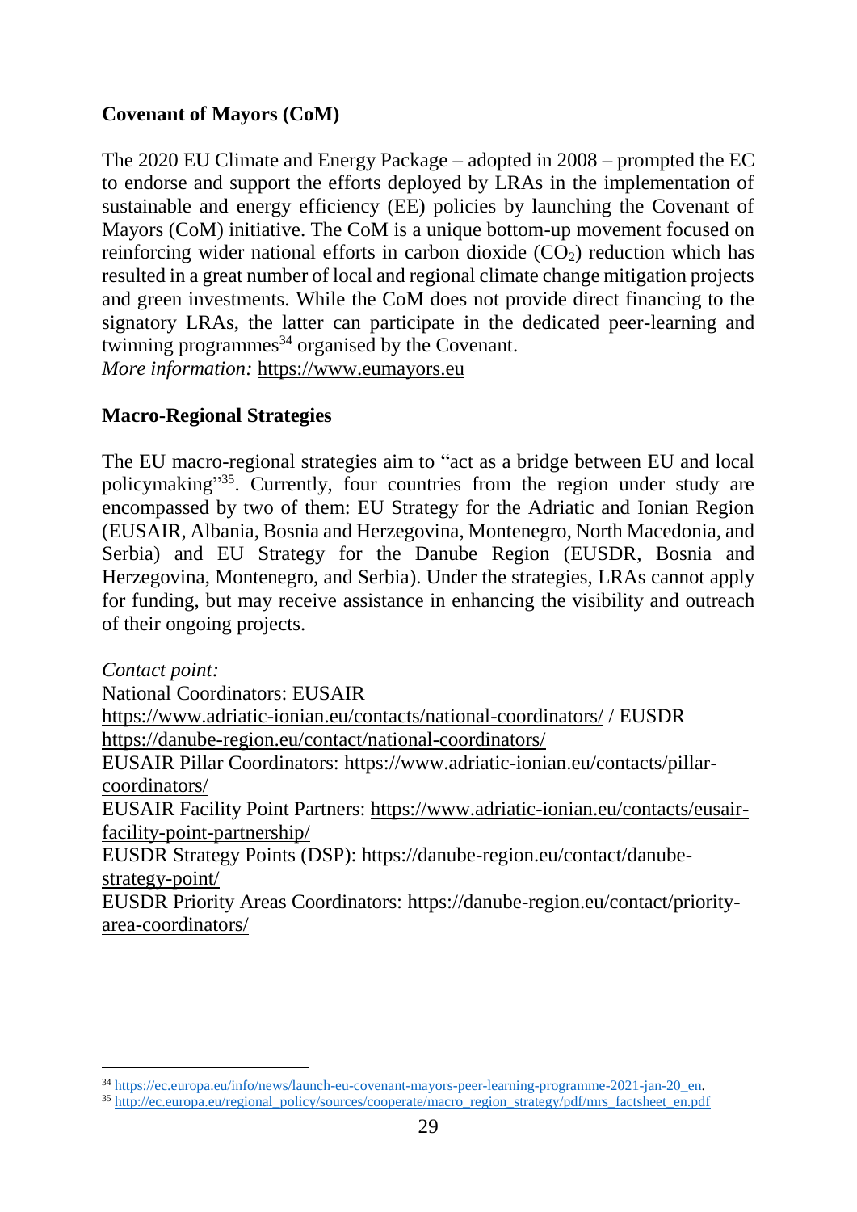**Covenant of Mayors (CoM)**

The 2020 EU Climate and Energy Package – adopted in 2008 – prompted the EC to endorse and support the efforts deployed by LRAs in the implementation of sustainable and energy efficiency (EE) policies by launching the Covenant of Mayors (CoM) initiative. The CoM is a unique bottom-up movement focused on reinforcing wider national efforts in carbon dioxide ($CO_2$) reduction which has resulted in a great number of local and regional climate change mitigation projects and green investments. While the CoM does not provide direct financing to the signatory LRAs, the latter can participate in the dedicated peer-learning and twinning programmes[34] organised by the Covenant.
*More information:* https://www.eumayors.eu

**Macro-Regional Strategies**

The EU macro-regional strategies aim to "act as a bridge between EU and local policymaking"[35]. Currently, four countries from the region under study are encompassed by two of them: EU Strategy for the Adriatic and Ionian Region (EUSAIR, Albania, Bosnia and Herzegovina, Montenegro, North Macedonia, and Serbia) and EU Strategy for the Danube Region (EUSDR, Bosnia and Herzegovina, Montenegro, and Serbia). Under the strategies, LRAs cannot apply for funding, but may receive assistance in enhancing the visibility and outreach of their ongoing projects.

*Contact point:*
National Coordinators: EUSAIR https://www.adriatic-ionian.eu/contacts/national-coordinators/ / EUSDR https://danube-region.eu/contact/national-coordinators/
EUSAIR Pillar Coordinators: https://www.adriatic-ionian.eu/contacts/pillar-coordinators/
EUSAIR Facility Point Partners: https://www.adriatic-ionian.eu/contacts/eusair-facility-point-partnership/
EUSDR Strategy Points (DSP): https://danube-region.eu/contact/danube-strategy-point/
EUSDR Priority Areas Coordinators: https://danube-region.eu/contact/priority-area-coordinators/

---

[34] https://ec.europa.eu/info/news/launch-eu-covenant-mayors-peer-learning-programme-2021-jan-20_en.
[35] http://ec.europa.eu/regional_policy/sources/cooperate/macro_region_strategy/pdf/mrs_factsheet_en.pdf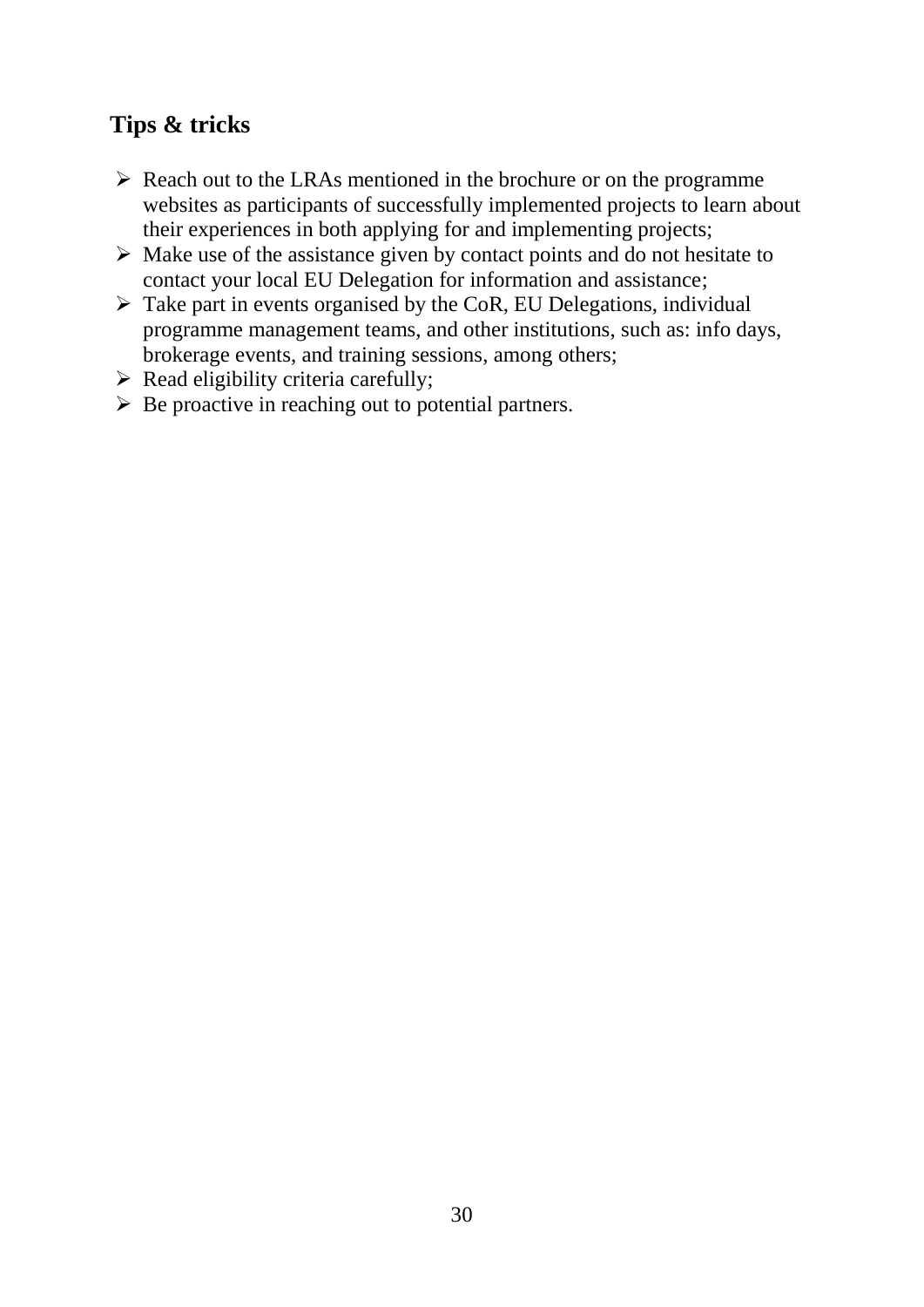## Tips & tricks

- Reach out to the LRAs mentioned in the brochure or on the programme websites as participants of successfully implemented projects to learn about their experiences in both applying for and implementing projects;
- Make use of the assistance given by contact points and do not hesitate to contact your local EU Delegation for information and assistance;
- Take part in events organised by the CoR, EU Delegations, individual programme management teams, and other institutions, such as: info days, brokerage events, and training sessions, among others;
- Read eligibility criteria carefully;
- Be proactive in reaching out to potential partners.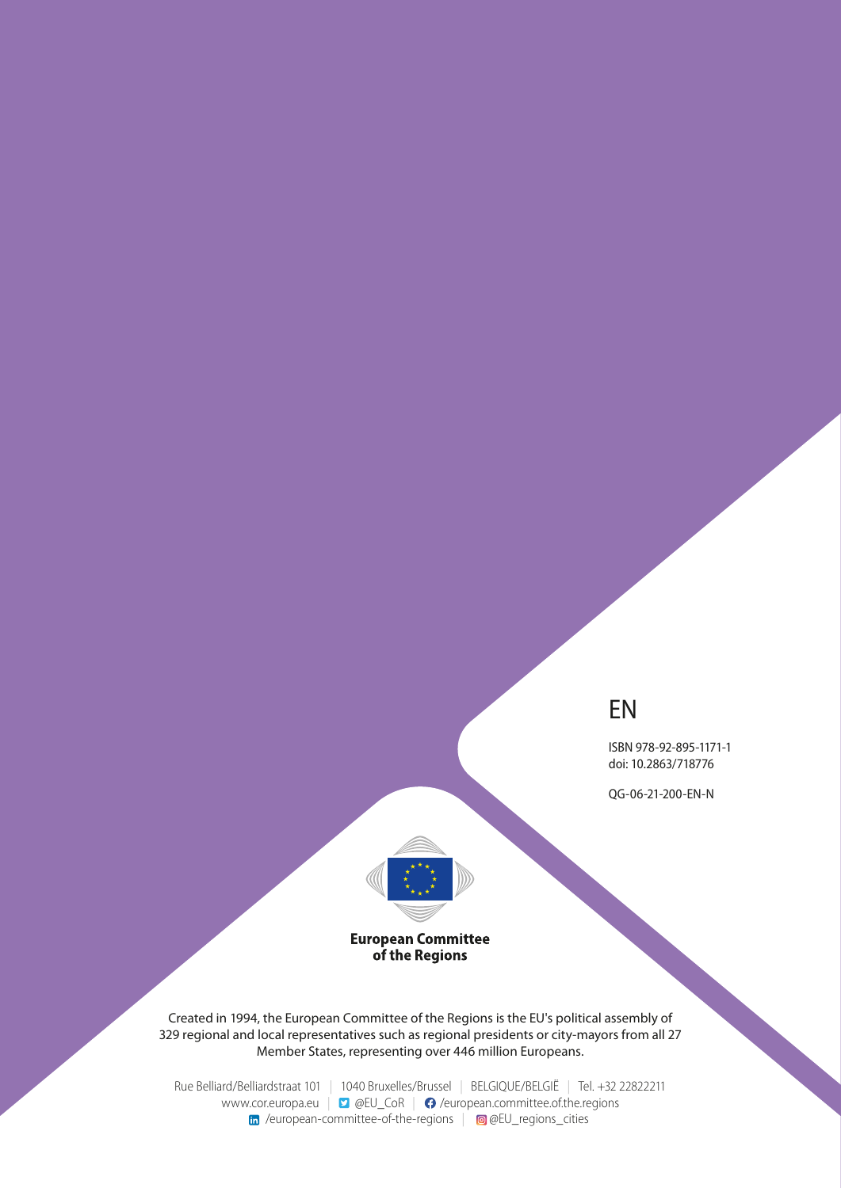EN

ISBN 978-92-895-1171-1
doi: 10.2863/718776

QG-06-21-200-EN-N

**European Committee of the Regions**

Created in 1994, the European Committee of the Regions is the EU's political assembly of 329 regional and local representatives such as regional presidents or city-mayors from all 27 Member States, representing over 446 million Europeans.

Rue Belliard/Belliardstraat 101 | 1040 Bruxelles/Brussel | BELGIQUE/BELGIË | Tel. +32 22822211
www.cor.europa.eu | @EU_CoR | /european.committee.of.the.regions
/european-committee-of-the-regions | @EU_regions_cities